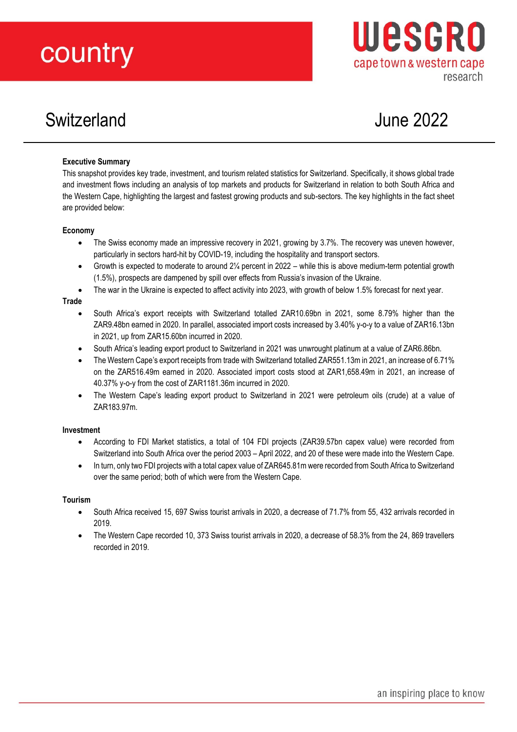# country

**WESGRO**
cape town & western cape
research

## Switzerland

June 2022

### Executive Summary

This snapshot provides key trade, investment, and tourism related statistics for Switzerland. Specifically, it shows global trade and investment flows including an analysis of top markets and products for Switzerland in relation to both South Africa and the Western Cape, highlighting the largest and fastest growing products and sub-sectors. The key highlights in the fact sheet are provided below:

### Economy

- The Swiss economy made an impressive recovery in 2021, growing by 3.7%. The recovery was uneven however, particularly in sectors hard-hit by COVID-19, including the hospitality and transport sectors.
- Growth is expected to moderate to around 2¼ percent in 2022 – while this is above medium-term potential growth (1.5%), prospects are dampened by spill over effects from Russia's invasion of the Ukraine.
- The war in the Ukraine is expected to affect activity into 2023, with growth of below 1.5% forecast for next year.

### Trade

- South Africa's export receipts with Switzerland totalled ZAR10.69bn in 2021, some 8.79% higher than the ZAR9.48bn earned in 2020. In parallel, associated import costs increased by 3.40% y-o-y to a value of ZAR16.13bn in 2021, up from ZAR15.60bn incurred in 2020.
- South Africa's leading export product to Switzerland in 2021 was unwrought platinum at a value of ZAR6.86bn.
- The Western Cape's export receipts from trade with Switzerland totalled ZAR551.13m in 2021, an increase of 6.71% on the ZAR516.49m earned in 2020. Associated import costs stood at ZAR1,658.49m in 2021, an increase of 40.37% y-o-y from the cost of ZAR1181.36m incurred in 2020.
- The Western Cape's leading export product to Switzerland in 2021 were petroleum oils (crude) at a value of ZAR183.97m.

### Investment

- According to FDI Market statistics, a total of 104 FDI projects (ZAR39.57bn capex value) were recorded from Switzerland into South Africa over the period 2003 – April 2022, and 20 of these were made into the Western Cape.
- In turn, only two FDI projects with a total capex value of ZAR645.81m were recorded from South Africa to Switzerland over the same period; both of which were from the Western Cape.

### Tourism

- South Africa received 15, 697 Swiss tourist arrivals in 2020, a decrease of 71.7% from 55, 432 arrivals recorded in 2019.
- The Western Cape recorded 10, 373 Swiss tourist arrivals in 2020, a decrease of 58.3% from the 24, 869 travellers recorded in 2019.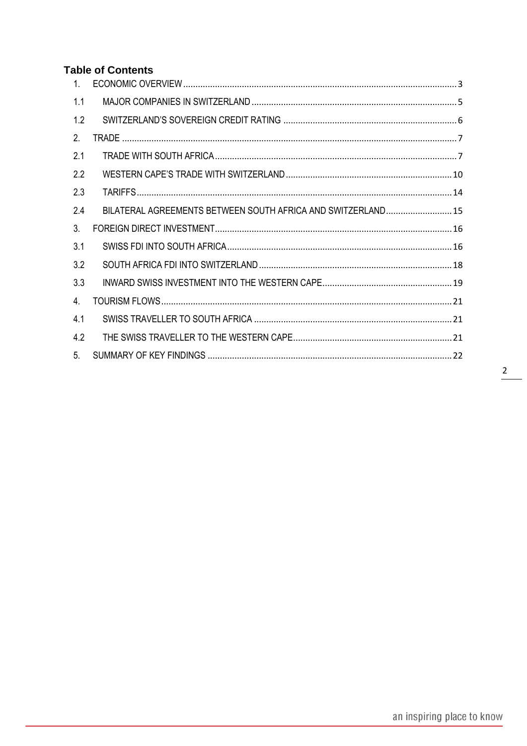## Table of Contents

| | | |
|---|---|---|
| 1. | ECONOMIC OVERVIEW | 3 |
| 1.1 | MAJOR COMPANIES IN SWITZERLAND | 5 |
| 1.2 | SWITZERLAND'S SOVEREIGN CREDIT RATING | 6 |
| 2. | TRADE | 7 |
| 2.1 | TRADE WITH SOUTH AFRICA | 7 |
| 2.2 | WESTERN CAPE'S TRADE WITH SWITZERLAND | 10 |
| 2.3 | TARIFFS | 14 |
| 2.4 | BILATERAL AGREEMENTS BETWEEN SOUTH AFRICA AND SWITZERLAND | 15 |
| 3. | FOREIGN DIRECT INVESTMENT | 16 |
| 3.1 | SWISS FDI INTO SOUTH AFRICA | 16 |
| 3.2 | SOUTH AFRICA FDI INTO SWITZERLAND | 18 |
| 3.3 | INWARD SWISS INVESTMENT INTO THE WESTERN CAPE | 19 |
| 4. | TOURISM FLOWS | 21 |
| 4.1 | SWISS TRAVELLER TO SOUTH AFRICA | 21 |
| 4.2 | THE SWISS TRAVELLER TO THE WESTERN CAPE | 21 |
| 5. | SUMMARY OF KEY FINDINGS | 22 |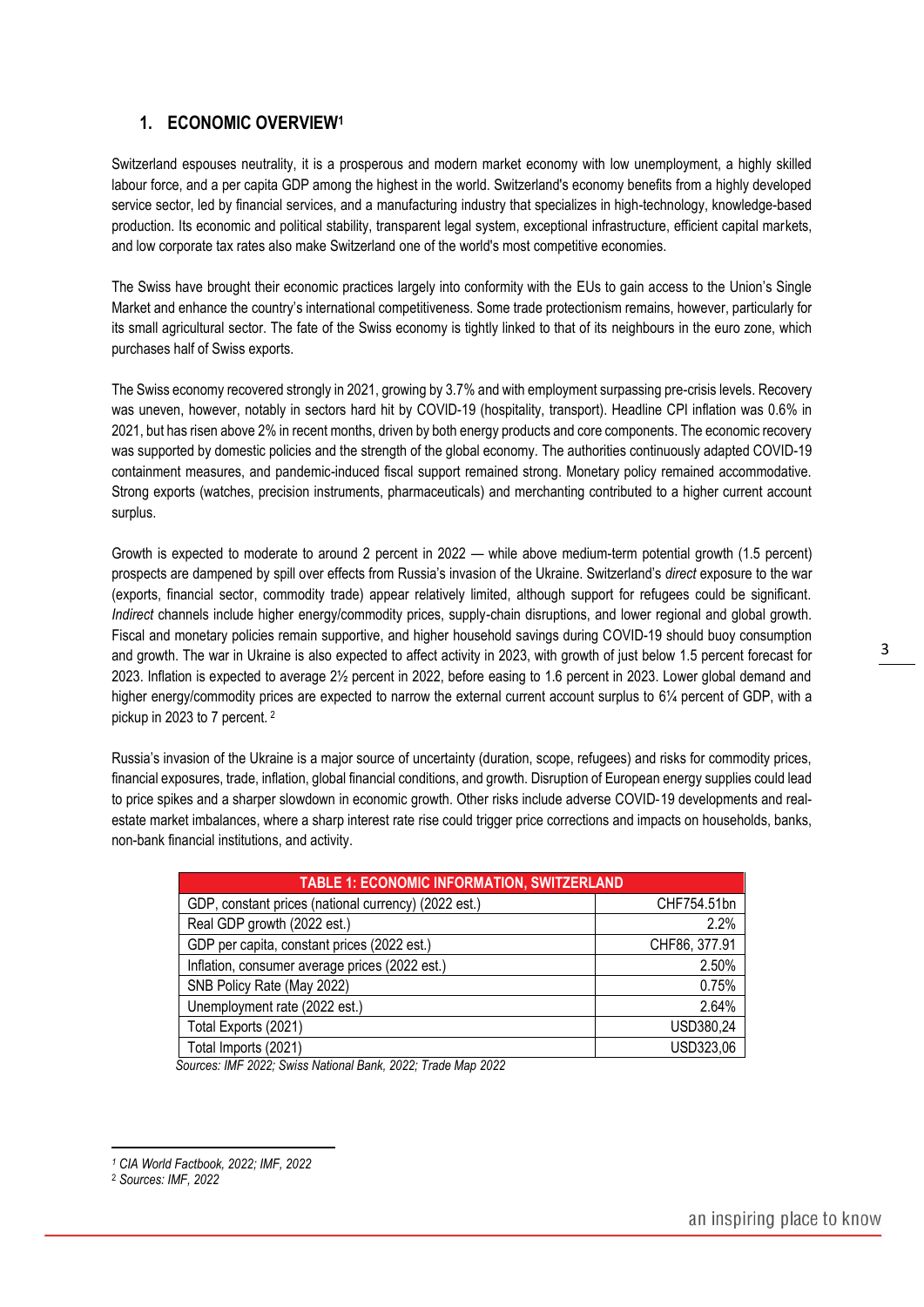## 1. ECONOMIC OVERVIEW[1]

Switzerland espouses neutrality, it is a prosperous and modern market economy with low unemployment, a highly skilled labour force, and a per capita GDP among the highest in the world. Switzerland's economy benefits from a highly developed service sector, led by financial services, and a manufacturing industry that specializes in high-technology, knowledge-based production. Its economic and political stability, transparent legal system, exceptional infrastructure, efficient capital markets, and low corporate tax rates also make Switzerland one of the world's most competitive economies.

The Swiss have brought their economic practices largely into conformity with the EUs to gain access to the Union's Single Market and enhance the country's international competitiveness. Some trade protectionism remains, however, particularly for its small agricultural sector. The fate of the Swiss economy is tightly linked to that of its neighbours in the euro zone, which purchases half of Swiss exports.

The Swiss economy recovered strongly in 2021, growing by 3.7% and with employment surpassing pre-crisis levels. Recovery was uneven, however, notably in sectors hard hit by COVID-19 (hospitality, transport). Headline CPI inflation was 0.6% in 2021, but has risen above 2% in recent months, driven by both energy products and core components. The economic recovery was supported by domestic policies and the strength of the global economy. The authorities continuously adapted COVID-19 containment measures, and pandemic-induced fiscal support remained strong. Monetary policy remained accommodative. Strong exports (watches, precision instruments, pharmaceuticals) and merchanting contributed to a higher current account surplus.

Growth is expected to moderate to around 2 percent in 2022 — while above medium-term potential growth (1.5 percent) prospects are dampened by spill over effects from Russia's invasion of the Ukraine. Switzerland's *direct* exposure to the war (exports, financial sector, commodity trade) appear relatively limited, although support for refugees could be significant. *Indirect* channels include higher energy/commodity prices, supply-chain disruptions, and lower regional and global growth. Fiscal and monetary policies remain supportive, and higher household savings during COVID-19 should buoy consumption and growth. The war in Ukraine is also expected to affect activity in 2023, with growth of just below 1.5 percent forecast for 2023. Inflation is expected to average 2½ percent in 2022, before easing to 1.6 percent in 2023. Lower global demand and higher energy/commodity prices are expected to narrow the external current account surplus to 6¼ percent of GDP, with a pickup in 2023 to 7 percent.[2]

Russia's invasion of the Ukraine is a major source of uncertainty (duration, scope, refugees) and risks for commodity prices, financial exposures, trade, inflation, global financial conditions, and growth. Disruption of European energy supplies could lead to price spikes and a sharper slowdown in economic growth. Other risks include adverse COVID-19 developments and real-estate market imbalances, where a sharp interest rate rise could trigger price corrections and impacts on households, banks, non-bank financial institutions, and activity.

| TABLE 1: ECONOMIC INFORMATION, SWITZERLAND | |
|---|---|
| GDP, constant prices (national currency) (2022 est.) | CHF754.51bn |
| Real GDP growth (2022 est.) | 2.2% |
| GDP per capita, constant prices (2022 est.) | CHF86, 377.91 |
| Inflation, consumer average prices (2022 est.) | 2.50% |
| SNB Policy Rate (May 2022) | 0.75% |
| Unemployment rate (2022 est.) | 2.64% |
| Total Exports (2021) | USD380,24 |
| Total Imports (2021) | USD323,06 |

*Sources: IMF 2022; Swiss National Bank, 2022; Trade Map 2022*

---

[1] *CIA World Factbook, 2022; IMF, 2022*

[2] *Sources: IMF, 2022*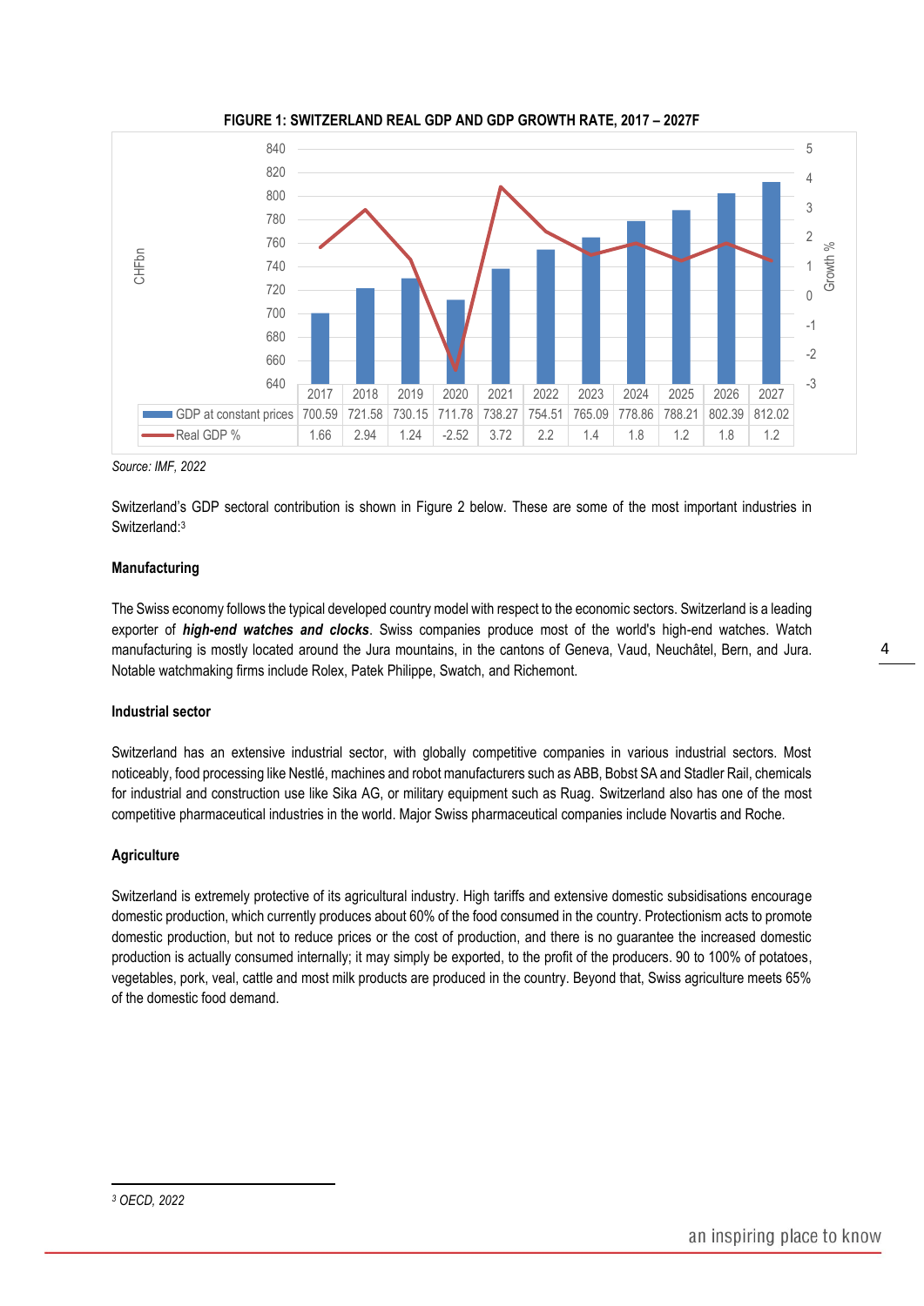**FIGURE 1: SWITZERLAND REAL GDP AND GDP GROWTH RATE, 2017 – 2027F**

| | 2017 | 2018 | 2019 | 2020 | 2021 | 2022 | 2023 | 2024 | 2025 | 2026 | 2027 |
|---|---|---|---|---|---|---|---|---|---|---|---|
| GDP at constant prices | 700.59 | 721.58 | 730.15 | 711.78 | 738.27 | 754.51 | 765.09 | 778.86 | 788.21 | 802.39 | 812.02 |
| Real GDP % | 1.66 | 2.94 | 1.24 | -2.52 | 3.72 | 2.2 | 1.4 | 1.8 | 1.2 | 1.8 | 1.2 |

*Source: IMF, 2022*

Switzerland's GDP sectoral contribution is shown in Figure 2 below. These are some of the most important industries in Switzerland:[3]

**Manufacturing**

The Swiss economy follows the typical developed country model with respect to the economic sectors. Switzerland is a leading exporter of ***high-end watches and clocks***. Swiss companies produce most of the world's high-end watches. Watch manufacturing is mostly located around the Jura mountains, in the cantons of Geneva, Vaud, Neuchâtel, Bern, and Jura. Notable watchmaking firms include Rolex, Patek Philippe, Swatch, and Richemont.

**Industrial sector**

Switzerland has an extensive industrial sector, with globally competitive companies in various industrial sectors. Most noticeably, food processing like Nestlé, machines and robot manufacturers such as ABB, Bobst SA and Stadler Rail, chemicals for industrial and construction use like Sika AG, or military equipment such as Ruag. Switzerland also has one of the most competitive pharmaceutical industries in the world. Major Swiss pharmaceutical companies include Novartis and Roche.

**Agriculture**

Switzerland is extremely protective of its agricultural industry. High tariffs and extensive domestic subsidisations encourage domestic production, which currently produces about 60% of the food consumed in the country. Protectionism acts to promote domestic production, but not to reduce prices or the cost of production, and there is no guarantee the increased domestic production is actually consumed internally; it may simply be exported, to the profit of the producers. 90 to 100% of potatoes, vegetables, pork, veal, cattle and most milk products are produced in the country. Beyond that, Swiss agriculture meets 65% of the domestic food demand.

---

[3] *OECD, 2022*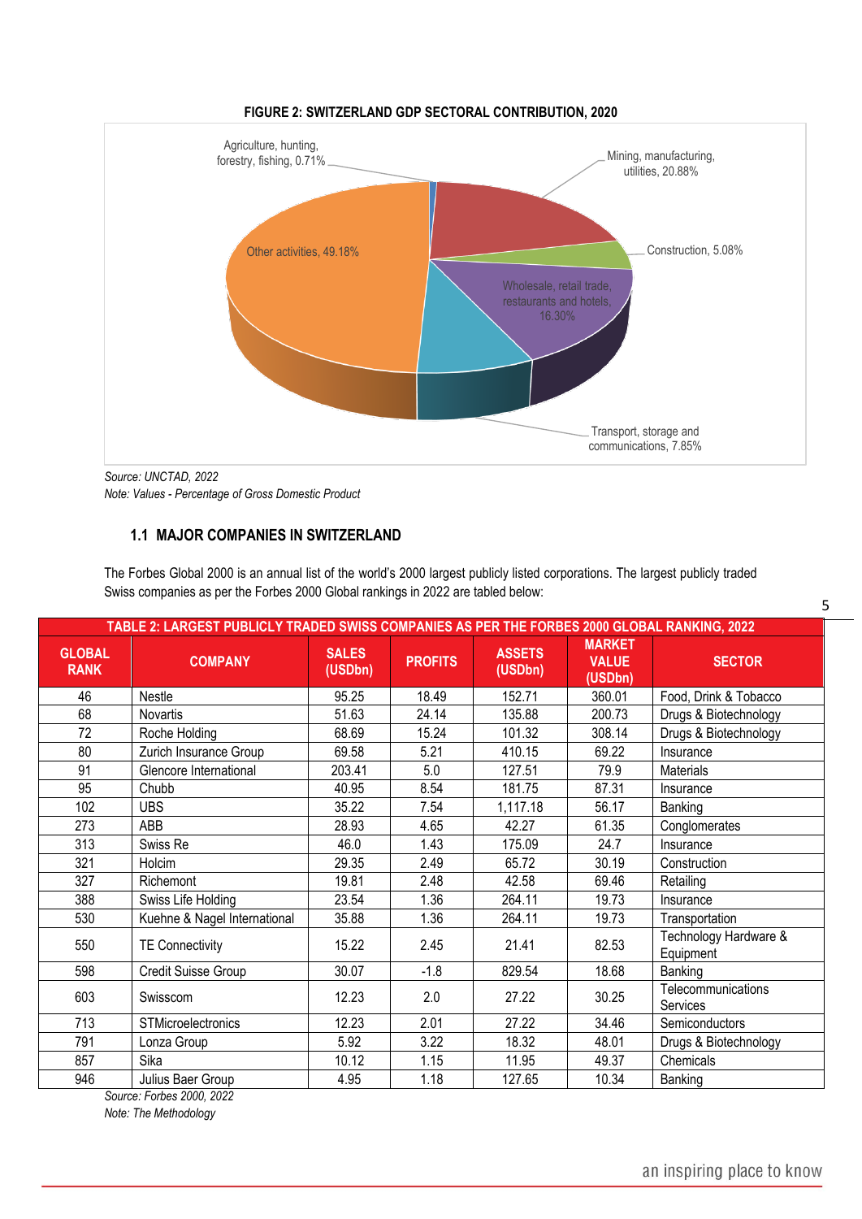**FIGURE 2: SWITZERLAND GDP SECTORAL CONTRIBUTION, 2020**

Agriculture, hunting, forestry, fishing, 0.71%

Mining, manufacturing, utilities, 20.88%

Construction, 5.08%

Wholesale, retail trade, restaurants and hotels, 16.30%

Transport, storage and communications, 7.85%

Other activities, 49.18%

*Source: UNCTAD, 2022*
*Note: Values - Percentage of Gross Domestic Product*

### 1.1 MAJOR COMPANIES IN SWITZERLAND

The Forbes Global 2000 is an annual list of the world's 2000 largest publicly listed corporations. The largest publicly traded Swiss companies as per the Forbes 2000 Global rankings in 2022 are tabled below:

**TABLE 2: LARGEST PUBLICLY TRADED SWISS COMPANIES AS PER THE FORBES 2000 GLOBAL RANKING, 2022**

| GLOBAL RANK | COMPANY | SALES (USDbn) | PROFITS | ASSETS (USDbn) | MARKET VALUE (USDbn) | SECTOR |
|---|---|---|---|---|---|---|
| 46 | Nestle | 95.25 | 18.49 | 152.71 | 360.01 | Food, Drink & Tobacco |
| 68 | Novartis | 51.63 | 24.14 | 135.88 | 200.73 | Drugs & Biotechnology |
| 72 | Roche Holding | 68.69 | 15.24 | 101.32 | 308.14 | Drugs & Biotechnology |
| 80 | Zurich Insurance Group | 69.58 | 5.21 | 410.15 | 69.22 | Insurance |
| 91 | Glencore International | 203.41 | 5.0 | 127.51 | 79.9 | Materials |
| 95 | Chubb | 40.95 | 8.54 | 181.75 | 87.31 | Insurance |
| 102 | UBS | 35.22 | 7.54 | 1,117.18 | 56.17 | Banking |
| 273 | ABB | 28.93 | 4.65 | 42.27 | 61.35 | Conglomerates |
| 313 | Swiss Re | 46.0 | 1.43 | 175.09 | 24.7 | Insurance |
| 321 | Holcim | 29.35 | 2.49 | 65.72 | 30.19 | Construction |
| 327 | Richemont | 19.81 | 2.48 | 42.58 | 69.46 | Retailing |
| 388 | Swiss Life Holding | 23.54 | 1.36 | 264.11 | 19.73 | Insurance |
| 530 | Kuehne & Nagel International | 35.88 | 1.36 | 264.11 | 19.73 | Transportation |
| 550 | TE Connectivity | 15.22 | 2.45 | 21.41 | 82.53 | Technology Hardware & Equipment |
| 598 | Credit Suisse Group | 30.07 | -1.8 | 829.54 | 18.68 | Banking |
| 603 | Swisscom | 12.23 | 2.0 | 27.22 | 30.25 | Telecommunications Services |
| 713 | STMicroelectronics | 12.23 | 2.01 | 27.22 | 34.46 | Semiconductors |
| 791 | Lonza Group | 5.92 | 3.22 | 18.32 | 48.01 | Drugs & Biotechnology |
| 857 | Sika | 10.12 | 1.15 | 11.95 | 49.37 | Chemicals |
| 946 | Julius Baer Group | 4.95 | 1.18 | 127.65 | 10.34 | Banking |

*Source: Forbes 2000, 2022*
*Note: The Methodology*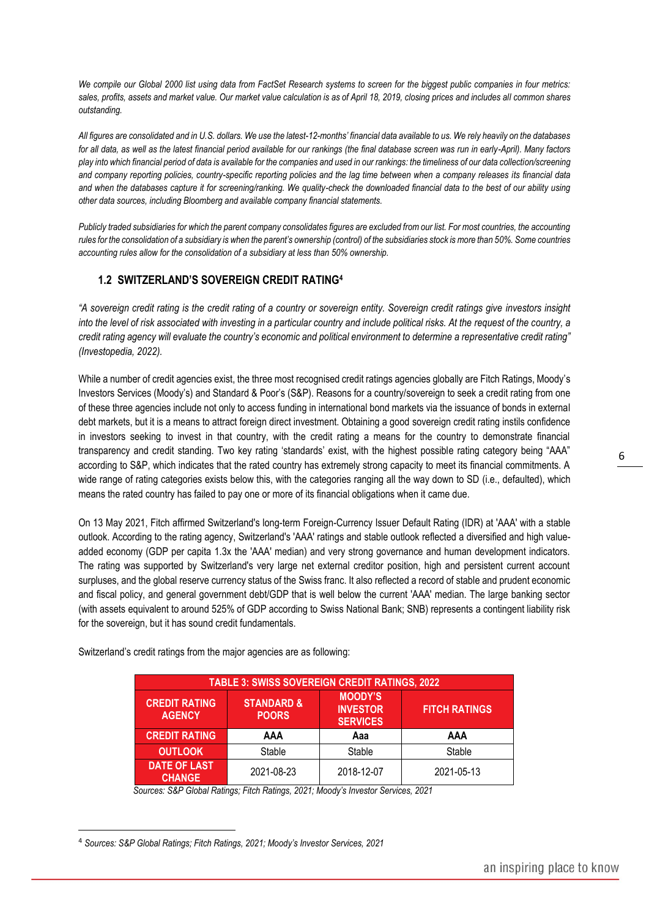*We compile our Global 2000 list using data from FactSet Research systems to screen for the biggest public companies in four metrics: sales, profits, assets and market value. Our market value calculation is as of April 18, 2019, closing prices and includes all common shares outstanding.*

*All figures are consolidated and in U.S. dollars. We use the latest-12-months' financial data available to us. We rely heavily on the databases for all data, as well as the latest financial period available for our rankings (the final database screen was run in early-April). Many factors play into which financial period of data is available for the companies and used in our rankings: the timeliness of our data collection/screening and company reporting policies, country-specific reporting policies and the lag time between when a company releases its financial data and when the databases capture it for screening/ranking. We quality-check the downloaded financial data to the best of our ability using other data sources, including Bloomberg and available company financial statements.*

*Publicly traded subsidiaries for which the parent company consolidates figures are excluded from our list. For most countries, the accounting rules for the consolidation of a subsidiary is when the parent's ownership (control) of the subsidiaries stock is more than 50%. Some countries accounting rules allow for the consolidation of a subsidiary at less than 50% ownership.*

## 1.2 SWITZERLAND'S SOVEREIGN CREDIT RATING[4]

*"A sovereign credit rating is the credit rating of a country or sovereign entity. Sovereign credit ratings give investors insight into the level of risk associated with investing in a particular country and include political risks. At the request of the country, a credit rating agency will evaluate the country's economic and political environment to determine a representative credit rating" (Investopedia, 2022).*

While a number of credit agencies exist, the three most recognised credit ratings agencies globally are Fitch Ratings, Moody's Investors Services (Moody's) and Standard & Poor's (S&P). Reasons for a country/sovereign to seek a credit rating from one of these three agencies include not only to access funding in international bond markets via the issuance of bonds in external debt markets, but it is a means to attract foreign direct investment. Obtaining a good sovereign credit rating instils confidence in investors seeking to invest in that country, with the credit rating a means for the country to demonstrate financial transparency and credit standing. Two key rating 'standards' exist, with the highest possible rating category being "AAA" according to S&P, which indicates that the rated country has extremely strong capacity to meet its financial commitments. A wide range of rating categories exists below this, with the categories ranging all the way down to SD (i.e., defaulted), which means the rated country has failed to pay one or more of its financial obligations when it came due.

On 13 May 2021, Fitch affirmed Switzerland's long-term Foreign-Currency Issuer Default Rating (IDR) at 'AAA' with a stable outlook. According to the rating agency, Switzerland's 'AAA' ratings and stable outlook reflected a diversified and high value-added economy (GDP per capita 1.3x the 'AAA' median) and very strong governance and human development indicators. The rating was supported by Switzerland's very large net external creditor position, high and persistent current account surpluses, and the global reserve currency status of the Swiss franc. It also reflected a record of stable and prudent economic and fiscal policy, and general government debt/GDP that is well below the current 'AAA' median. The large banking sector (with assets equivalent to around 525% of GDP according to Swiss National Bank; SNB) represents a contingent liability risk for the sovereign, but it has sound credit fundamentals.

Switzerland's credit ratings from the major agencies are as following:

**TABLE 3: SWISS SOVEREIGN CREDIT RATINGS, 2022**

| CREDIT RATING AGENCY | STANDARD & POORS | MOODY'S INVESTOR SERVICES | FITCH RATINGS |
|---|---|---|---|
| CREDIT RATING | **AAA** | **Aaa** | **AAA** |
| OUTLOOK | Stable | Stable | Stable |
| DATE OF LAST CHANGE | 2021-08-23 | 2018-12-07 | 2021-05-13 |

*Sources: S&P Global Ratings; Fitch Ratings, 2021; Moody's Investor Services, 2021*

[4] *Sources: S&P Global Ratings; Fitch Ratings, 2021; Moody's Investor Services, 2021*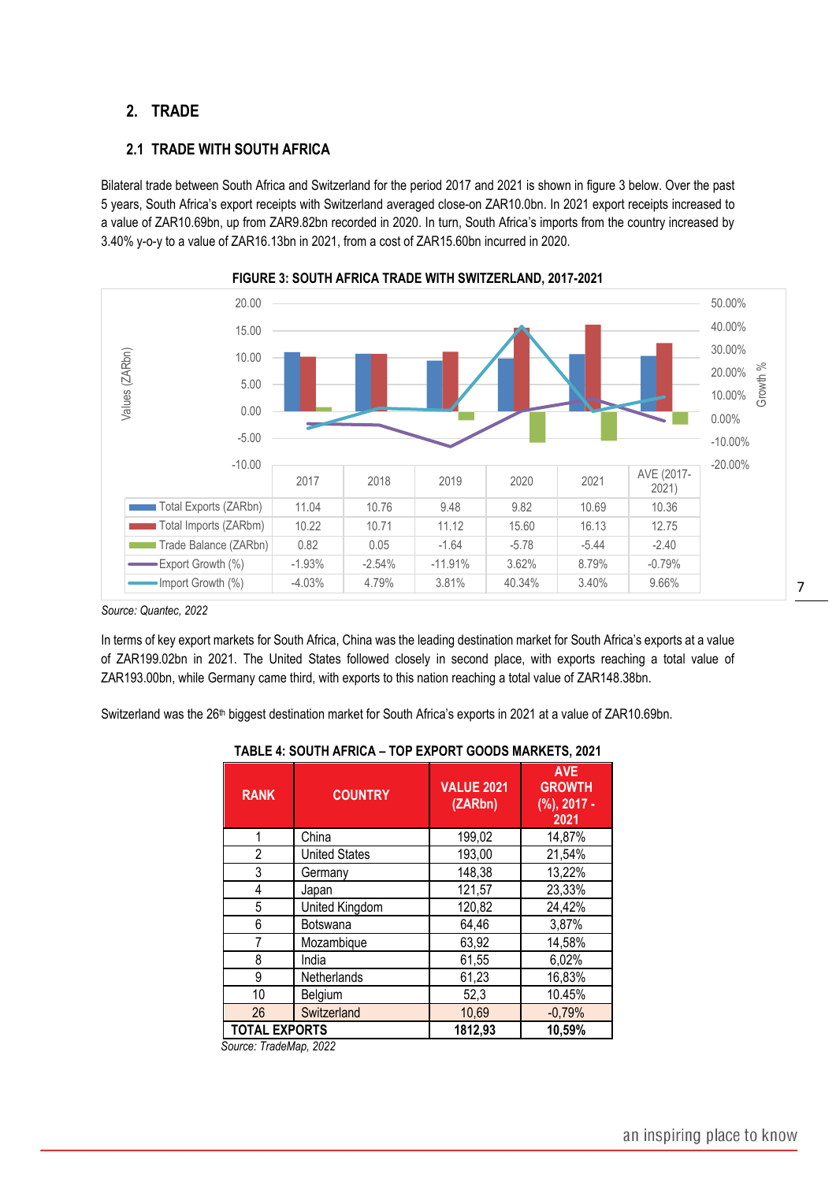## 2. TRADE

### 2.1 TRADE WITH SOUTH AFRICA

Bilateral trade between South Africa and Switzerland for the period 2017 and 2021 is shown in figure 3 below. Over the past 5 years, South Africa's export receipts with Switzerland averaged close-on ZAR10.0bn. In 2021 export receipts increased to a value of ZAR10.69bn, up from ZAR9.82bn recorded in 2020. In turn, South Africa's imports from the country increased by 3.40% y-o-y to a value of ZAR16.13bn in 2021, from a cost of ZAR15.60bn incurred in 2020.

**FIGURE 3: SOUTH AFRICA TRADE WITH SWITZERLAND, 2017-2021**

| | 2017 | 2018 | 2019 | 2020 | 2021 | AVE (2017-2021) |
|---|---|---|---|---|---|---|
| Total Exports (ZARbn) | 11.04 | 10.76 | 9.48 | 9.82 | 10.69 | 10.36 |
| Total Imports (ZARbm) | 10.22 | 10.71 | 11.12 | 15.60 | 16.13 | 12.75 |
| Trade Balance (ZARbn) | 0.82 | 0.05 | -1.64 | -5.78 | -5.44 | -2.40 |
| Export Growth (%) | -1.93% | -2.54% | -11.91% | 3.62% | 8.79% | -0.79% |
| Import Growth (%) | -4.03% | 4.79% | 3.81% | 40.34% | 3.40% | 9.66% |

*Source: Quantec, 2022*

In terms of key export markets for South Africa, China was the leading destination market for South Africa's exports at a value of ZAR199.02bn in 2021. The United States followed closely in second place, with exports reaching a total value of ZAR193.00bn, while Germany came third, with exports to this nation reaching a total value of ZAR148.38bn.

Switzerland was the 26th biggest destination market for South Africa's exports in 2021 at a value of ZAR10.69bn.

**TABLE 4: SOUTH AFRICA – TOP EXPORT GOODS MARKETS, 2021**

| RANK | COUNTRY | VALUE 2021 (ZARbn) | AVE GROWTH (%), 2017 - 2021 |
|---|---|---|---|
| 1 | China | 199,02 | 14,87% |
| 2 | United States | 193,00 | 21,54% |
| 3 | Germany | 148,38 | 13,22% |
| 4 | Japan | 121,57 | 23,33% |
| 5 | United Kingdom | 120,82 | 24,42% |
| 6 | Botswana | 64,46 | 3,87% |
| 7 | Mozambique | 63,92 | 14,58% |
| 8 | India | 61,55 | 6,02% |
| 9 | Netherlands | 61,23 | 16,83% |
| 10 | Belgium | 52,3 | 10.45% |
| 26 | Switzerland | 10,69 | -0,79% |
| **TOTAL EXPORTS** | | **1812,93** | **10,59%** |

*Source: TradeMap, 2022*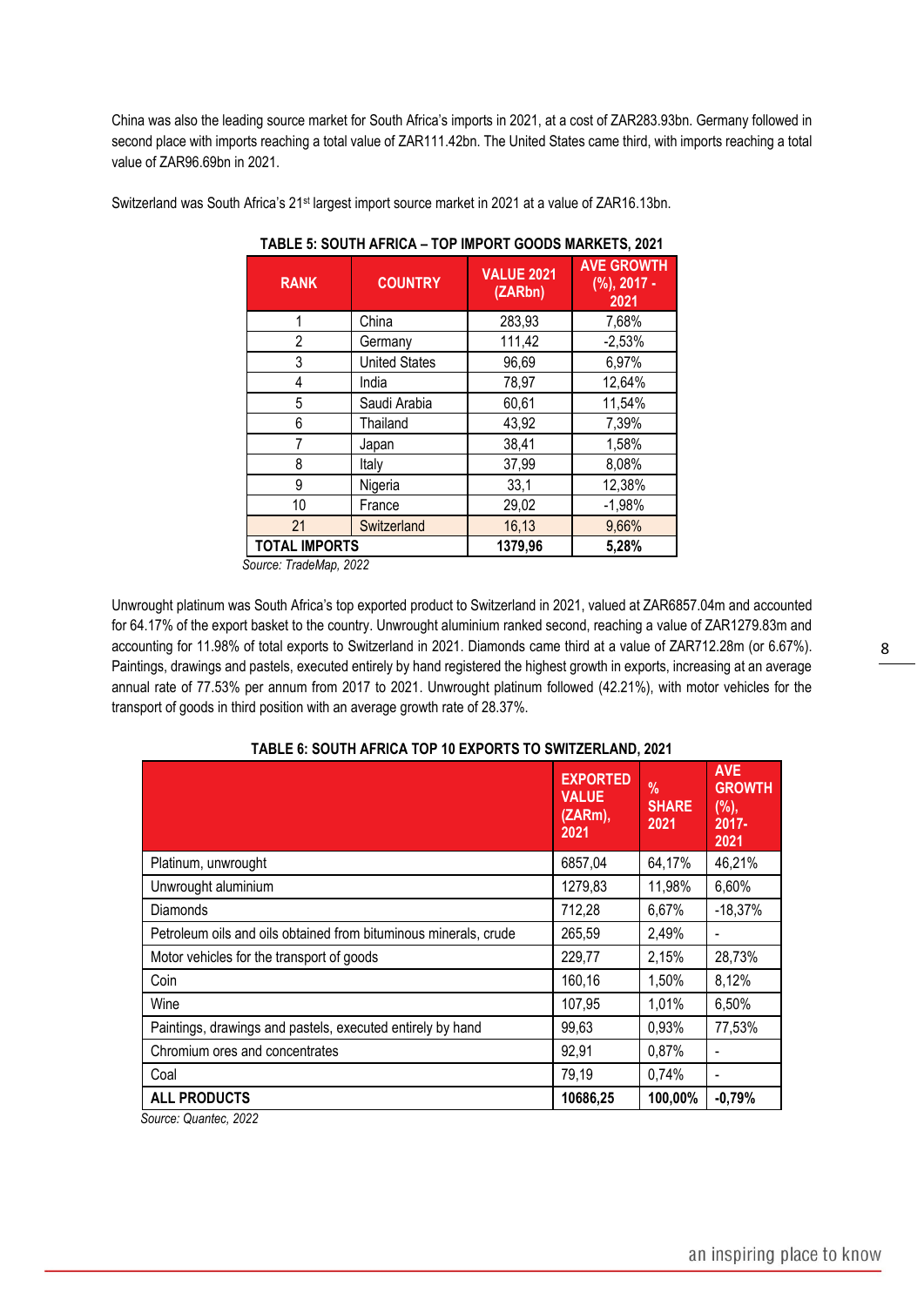China was also the leading source market for South Africa's imports in 2021, at a cost of ZAR283.93bn. Germany followed in second place with imports reaching a total value of ZAR111.42bn. The United States came third, with imports reaching a total value of ZAR96.69bn in 2021.

Switzerland was South Africa's 21st largest import source market in 2021 at a value of ZAR16.13bn.

**TABLE 5: SOUTH AFRICA – TOP IMPORT GOODS MARKETS, 2021**

| RANK | COUNTRY | VALUE 2021 (ZARbn) | AVE GROWTH (%), 2017 - 2021 |
|---|---|---|---|
| 1 | China | 283,93 | 7,68% |
| 2 | Germany | 111,42 | -2,53% |
| 3 | United States | 96,69 | 6,97% |
| 4 | India | 78,97 | 12,64% |
| 5 | Saudi Arabia | 60,61 | 11,54% |
| 6 | Thailand | 43,92 | 7,39% |
| 7 | Japan | 38,41 | 1,58% |
| 8 | Italy | 37,99 | 8,08% |
| 9 | Nigeria | 33,1 | 12,38% |
| 10 | France | 29,02 | -1,98% |
| 21 | Switzerland | 16,13 | 9,66% |
| **TOTAL IMPORTS** | | **1379,96** | **5,28%** |

*Source: TradeMap, 2022*

Unwrought platinum was South Africa's top exported product to Switzerland in 2021, valued at ZAR6857.04m and accounted for 64.17% of the export basket to the country. Unwrought aluminium ranked second, reaching a value of ZAR1279.83m and accounting for 11.98% of total exports to Switzerland in 2021. Diamonds came third at a value of ZAR712.28m (or 6.67%). Paintings, drawings and pastels, executed entirely by hand registered the highest growth in exports, increasing at an average annual rate of 77.53% per annum from 2017 to 2021. Unwrought platinum followed (42.21%), with motor vehicles for the transport of goods in third position with an average growth rate of 28.37%.

**TABLE 6: SOUTH AFRICA TOP 10 EXPORTS TO SWITZERLAND, 2021**

| | EXPORTED VALUE (ZARm), 2021 | % SHARE 2021 | AVE GROWTH (%), 2017-2021 |
|---|---|---|---|
| Platinum, unwrought | 6857,04 | 64,17% | 46,21% |
| Unwrought aluminium | 1279,83 | 11,98% | 6,60% |
| Diamonds | 712,28 | 6,67% | -18,37% |
| Petroleum oils and oils obtained from bituminous minerals, crude | 265,59 | 2,49% | - |
| Motor vehicles for the transport of goods | 229,77 | 2,15% | 28,73% |
| Coin | 160,16 | 1,50% | 8,12% |
| Wine | 107,95 | 1,01% | 6,50% |
| Paintings, drawings and pastels, executed entirely by hand | 99,63 | 0,93% | 77,53% |
| Chromium ores and concentrates | 92,91 | 0,87% | - |
| Coal | 79,19 | 0,74% | - |
| **ALL PRODUCTS** | **10686,25** | **100,00%** | **-0,79%** |

*Source: Quantec, 2022*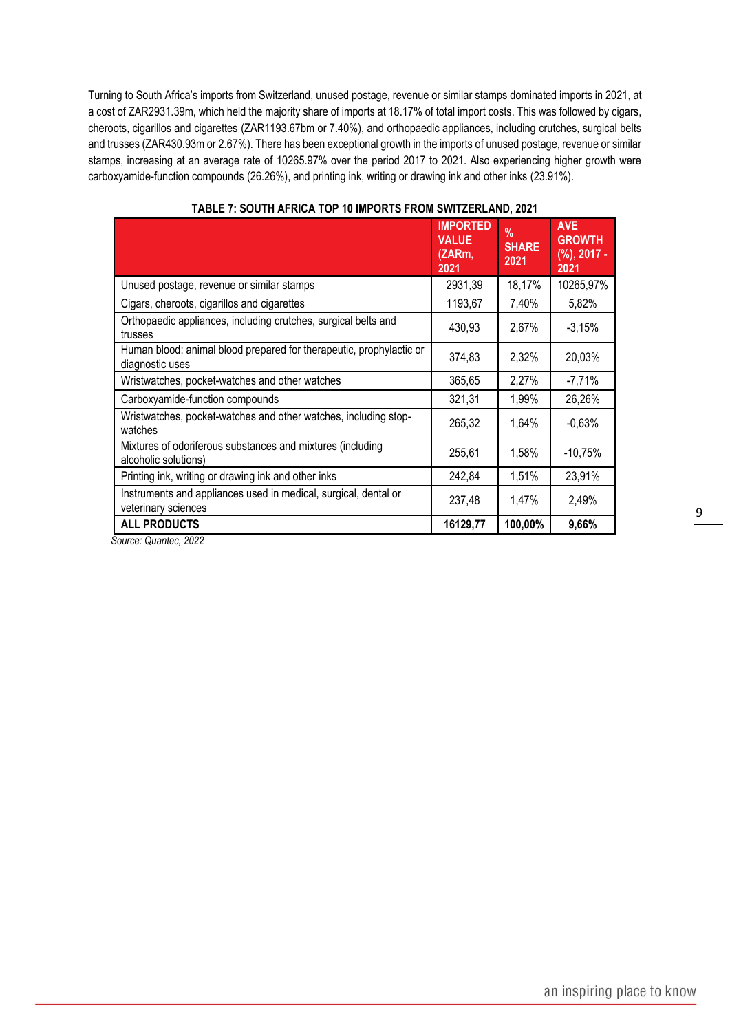Turning to South Africa's imports from Switzerland, unused postage, revenue or similar stamps dominated imports in 2021, at a cost of ZAR2931.39m, which held the majority share of imports at 18.17% of total import costs. This was followed by cigars, cheroots, cigarillos and cigarettes (ZAR1193.67bm or 7.40%), and orthopaedic appliances, including crutches, surgical belts and trusses (ZAR430.93m or 2.67%). There has been exceptional growth in the imports of unused postage, revenue or similar stamps, increasing at an average rate of 10265.97% over the period 2017 to 2021. Also experiencing higher growth were carboxyamide-function compounds (26.26%), and printing ink, writing or drawing ink and other inks (23.91%).

**TABLE 7: SOUTH AFRICA TOP 10 IMPORTS FROM SWITZERLAND, 2021**

| | IMPORTED VALUE (ZARm, 2021 | % SHARE 2021 | AVE GROWTH (%), 2017 - 2021 |
|---|---|---|---|
| Unused postage, revenue or similar stamps | 2931,39 | 18,17% | 10265,97% |
| Cigars, cheroots, cigarillos and cigarettes | 1193,67 | 7,40% | 5,82% |
| Orthopaedic appliances, including crutches, surgical belts and trusses | 430,93 | 2,67% | -3,15% |
| Human blood: animal blood prepared for therapeutic, prophylactic or diagnostic uses | 374,83 | 2,32% | 20,03% |
| Wristwatches, pocket-watches and other watches | 365,65 | 2,27% | -7,71% |
| Carboxyamide-function compounds | 321,31 | 1,99% | 26,26% |
| Wristwatches, pocket-watches and other watches, including stop-watches | 265,32 | 1,64% | -0,63% |
| Mixtures of odoriferous substances and mixtures (including alcoholic solutions) | 255,61 | 1,58% | -10,75% |
| Printing ink, writing or drawing ink and other inks | 242,84 | 1,51% | 23,91% |
| Instruments and appliances used in medical, surgical, dental or veterinary sciences | 237,48 | 1,47% | 2,49% |
| **ALL PRODUCTS** | **16129,77** | **100,00%** | **9,66%** |

*Source: Quantec, 2022*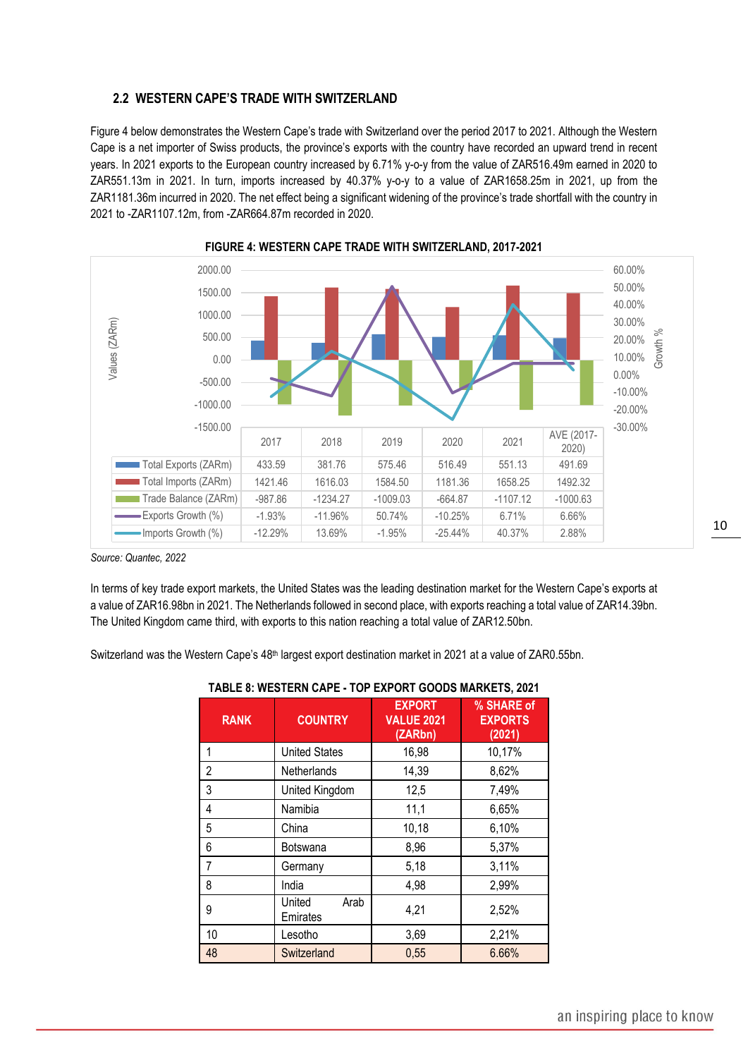## 2.2 WESTERN CAPE'S TRADE WITH SWITZERLAND

Figure 4 below demonstrates the Western Cape's trade with Switzerland over the period 2017 to 2021. Although the Western Cape is a net importer of Swiss products, the province's exports with the country have recorded an upward trend in recent years. In 2021 exports to the European country increased by 6.71% y-o-y from the value of ZAR516.49m earned in 2020 to ZAR551.13m in 2021. In turn, imports increased by 40.37% y-o-y to a value of ZAR1658.25m in 2021, up from the ZAR1181.36m incurred in 2020. The net effect being a significant widening of the province's trade shortfall with the country in 2021 to -ZAR1107.12m, from -ZAR664.87m recorded in 2020.

**FIGURE 4: WESTERN CAPE TRADE WITH SWITZERLAND, 2017-2021**

| | 2017 | 2018 | 2019 | 2020 | 2021 | AVE (2017-2020) |
|---|---|---|---|---|---|---|
| Total Exports (ZARm) | 433.59 | 381.76 | 575.46 | 516.49 | 551.13 | 491.69 |
| Total Imports (ZARm) | 1421.46 | 1616.03 | 1584.50 | 1181.36 | 1658.25 | 1492.32 |
| Trade Balance (ZARm) | -987.86 | -1234.27 | -1009.03 | -664.87 | -1107.12 | -1000.63 |
| Exports Growth (%) | -1.93% | -11.96% | 50.74% | -10.25% | 6.71% | 6.66% |
| Imports Growth (%) | -12.29% | 13.69% | -1.95% | -25.44% | 40.37% | 2.88% |

*Source: Quantec, 2022*

In terms of key trade export markets, the United States was the leading destination market for the Western Cape's exports at a value of ZAR16.98bn in 2021. The Netherlands followed in second place, with exports reaching a total value of ZAR14.39bn. The United Kingdom came third, with exports to this nation reaching a total value of ZAR12.50bn.

Switzerland was the Western Cape's 48th largest export destination market in 2021 at a value of ZAR0.55bn.

**TABLE 8: WESTERN CAPE - TOP EXPORT GOODS MARKETS, 2021**

| RANK | COUNTRY | EXPORT VALUE 2021 (ZARbn) | % SHARE of EXPORTS (2021) |
|---|---|---|---|
| 1 | United States | 16,98 | 10,17% |
| 2 | Netherlands | 14,39 | 8,62% |
| 3 | United Kingdom | 12,5 | 7,49% |
| 4 | Namibia | 11,1 | 6,65% |
| 5 | China | 10,18 | 6,10% |
| 6 | Botswana | 8,96 | 5,37% |
| 7 | Germany | 5,18 | 3,11% |
| 8 | India | 4,98 | 2,99% |
| 9 | United Arab Emirates | 4,21 | 2,52% |
| 10 | Lesotho | 3,69 | 2,21% |
| 48 | Switzerland | 0,55 | 6.66% |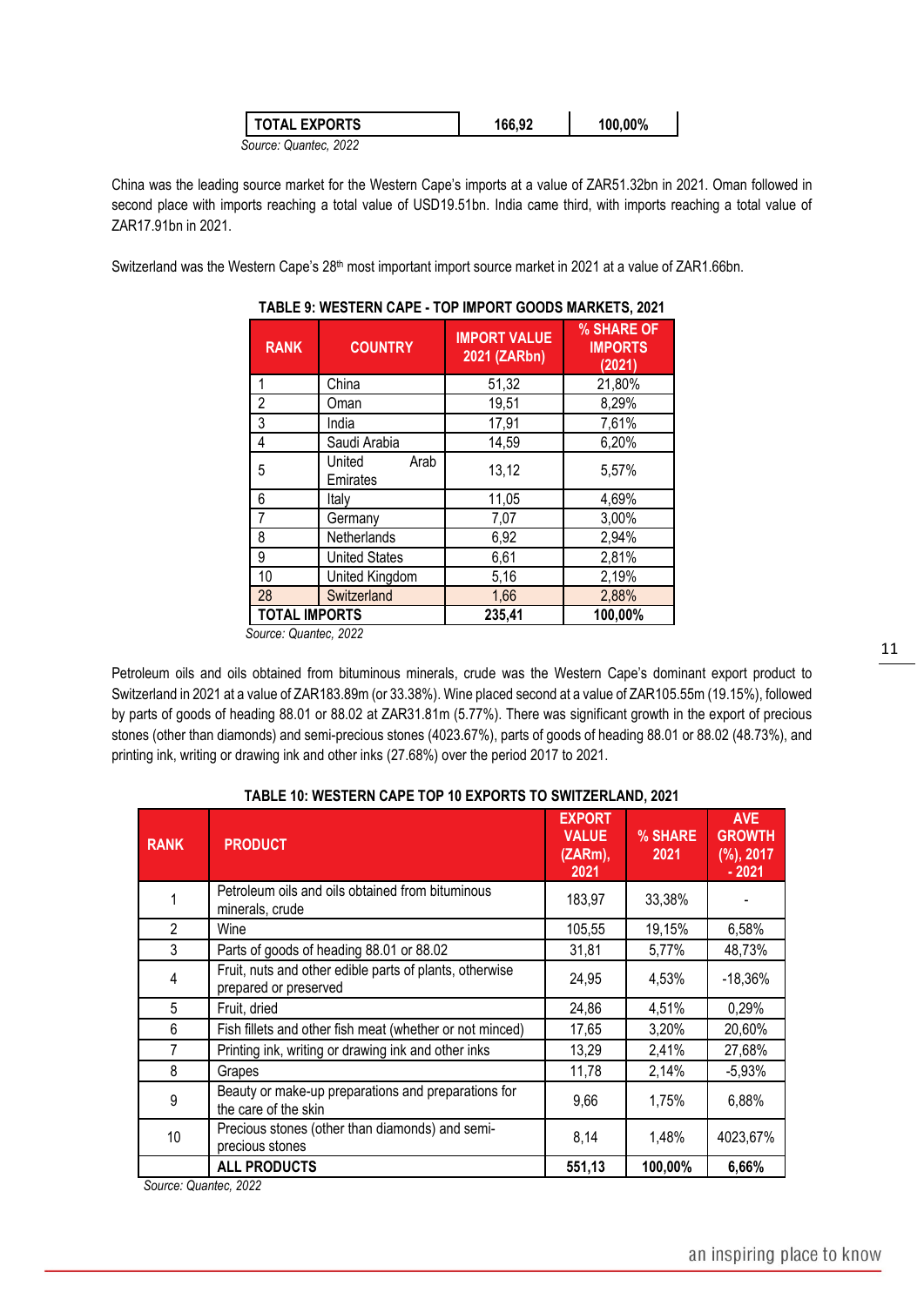| TOTAL EXPORTS | 166,92 | 100,00% |
|---|---|---|

*Source: Quantec, 2022*

China was the leading source market for the Western Cape's imports at a value of ZAR51.32bn in 2021. Oman followed in second place with imports reaching a total value of USD19.51bn. India came third, with imports reaching a total value of ZAR17.91bn in 2021.

Switzerland was the Western Cape's 28th most important import source market in 2021 at a value of ZAR1.66bn.

**TABLE 9: WESTERN CAPE - TOP IMPORT GOODS MARKETS, 2021**

| RANK | COUNTRY | IMPORT VALUE 2021 (ZARbn) | % SHARE OF IMPORTS (2021) |
|---|---|---|---|
| 1 | China | 51,32 | 21,80% |
| 2 | Oman | 19,51 | 8,29% |
| 3 | India | 17,91 | 7,61% |
| 4 | Saudi Arabia | 14,59 | 6,20% |
| 5 | United Arab Emirates | 13,12 | 5,57% |
| 6 | Italy | 11,05 | 4,69% |
| 7 | Germany | 7,07 | 3,00% |
| 8 | Netherlands | 6,92 | 2,94% |
| 9 | United States | 6,61 | 2,81% |
| 10 | United Kingdom | 5,16 | 2,19% |
| 28 | Switzerland | 1,66 | 2,88% |
| **TOTAL IMPORTS** | | **235,41** | **100,00%** |

*Source: Quantec, 2022*

Petroleum oils and oils obtained from bituminous minerals, crude was the Western Cape's dominant export product to Switzerland in 2021 at a value of ZAR183.89m (or 33.38%). Wine placed second at a value of ZAR105.55m (19.15%), followed by parts of goods of heading 88.01 or 88.02 at ZAR31.81m (5.77%). There was significant growth in the export of precious stones (other than diamonds) and semi-precious stones (4023.67%), parts of goods of heading 88.01 or 88.02 (48.73%), and printing ink, writing or drawing ink and other inks (27.68%) over the period 2017 to 2021.

**TABLE 10: WESTERN CAPE TOP 10 EXPORTS TO SWITZERLAND, 2021**

| RANK | PRODUCT | EXPORT VALUE (ZARm), 2021 | % SHARE 2021 | AVE GROWTH (%), 2017 - 2021 |
|---|---|---|---|---|
| 1 | Petroleum oils and oils obtained from bituminous minerals, crude | 183,97 | 33,38% | - |
| 2 | Wine | 105,55 | 19,15% | 6,58% |
| 3 | Parts of goods of heading 88.01 or 88.02 | 31,81 | 5,77% | 48,73% |
| 4 | Fruit, nuts and other edible parts of plants, otherwise prepared or preserved | 24,95 | 4,53% | -18,36% |
| 5 | Fruit, dried | 24,86 | 4,51% | 0,29% |
| 6 | Fish fillets and other fish meat (whether or not minced) | 17,65 | 3,20% | 20,60% |
| 7 | Printing ink, writing or drawing ink and other inks | 13,29 | 2,41% | 27,68% |
| 8 | Grapes | 11,78 | 2,14% | -5,93% |
| 9 | Beauty or make-up preparations and preparations for the care of the skin | 9,66 | 1,75% | 6,88% |
| 10 | Precious stones (other than diamonds) and semi-precious stones | 8,14 | 1,48% | 4023,67% |
| | **ALL PRODUCTS** | **551,13** | **100,00%** | **6,66%** |

*Source: Quantec, 2022*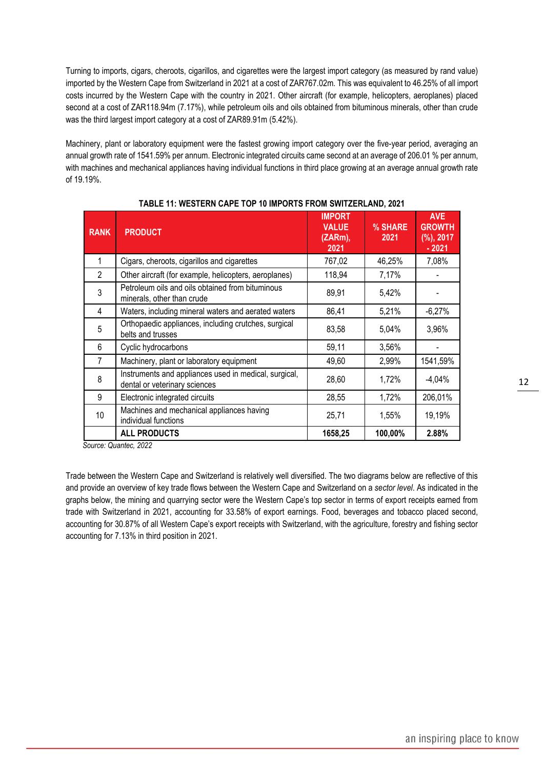Turning to imports, cigars, cheroots, cigarillos, and cigarettes were the largest import category (as measured by rand value) imported by the Western Cape from Switzerland in 2021 at a cost of ZAR767.02m. This was equivalent to 46.25% of all import costs incurred by the Western Cape with the country in 2021. Other aircraft (for example, helicopters, aeroplanes) placed second at a cost of ZAR118.94m (7.17%), while petroleum oils and oils obtained from bituminous minerals, other than crude was the third largest import category at a cost of ZAR89.91m (5.42%).

Machinery, plant or laboratory equipment were the fastest growing import category over the five-year period, averaging an annual growth rate of 1541.59% per annum. Electronic integrated circuits came second at an average of 206.01 % per annum, with machines and mechanical appliances having individual functions in third place growing at an average annual growth rate of 19.19%.

**TABLE 11: WESTERN CAPE TOP 10 IMPORTS FROM SWITZERLAND, 2021**

| RANK | PRODUCT | IMPORT VALUE (ZARm), 2021 | % SHARE 2021 | AVE GROWTH (%), 2017 - 2021 |
|---|---|---|---|---|
| 1 | Cigars, cheroots, cigarillos and cigarettes | 767,02 | 46,25% | 7,08% |
| 2 | Other aircraft (for example, helicopters, aeroplanes) | 118,94 | 7,17% | - |
| 3 | Petroleum oils and oils obtained from bituminous minerals, other than crude | 89,91 | 5,42% | - |
| 4 | Waters, including mineral waters and aerated waters | 86,41 | 5,21% | -6,27% |
| 5 | Orthopaedic appliances, including crutches, surgical belts and trusses | 83,58 | 5,04% | 3,96% |
| 6 | Cyclic hydrocarbons | 59,11 | 3,56% | - |
| 7 | Machinery, plant or laboratory equipment | 49,60 | 2,99% | 1541,59% |
| 8 | Instruments and appliances used in medical, surgical, dental or veterinary sciences | 28,60 | 1,72% | -4,04% |
| 9 | Electronic integrated circuits | 28,55 | 1,72% | 206,01% |
| 10 | Machines and mechanical appliances having individual functions | 25,71 | 1,55% | 19,19% |
| | **ALL PRODUCTS** | **1658,25** | **100,00%** | **2.88%** |

*Source: Quantec, 2022*

Trade between the Western Cape and Switzerland is relatively well diversified. The two diagrams below are reflective of this and provide an overview of key trade flows between the Western Cape and Switzerland on a *sector level*. As indicated in the graphs below, the mining and quarrying sector were the Western Cape's top sector in terms of export receipts earned from trade with Switzerland in 2021, accounting for 33.58% of export earnings. Food, beverages and tobacco placed second, accounting for 30.87% of all Western Cape's export receipts with Switzerland, with the agriculture, forestry and fishing sector accounting for 7.13% in third position in 2021.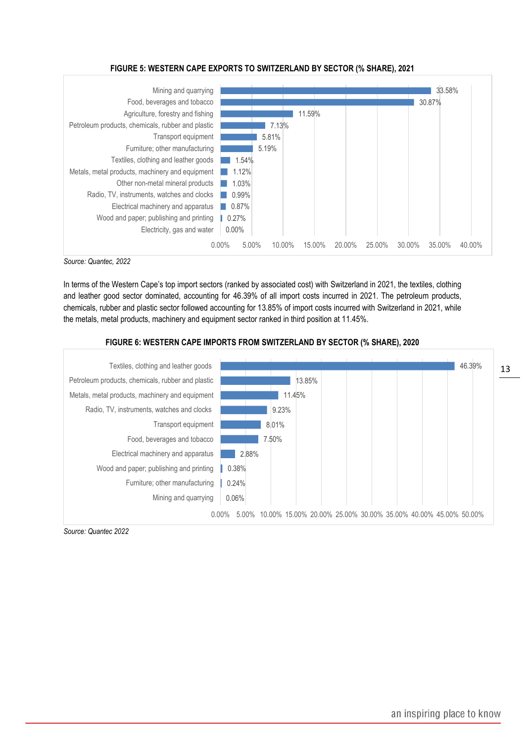**FIGURE 5: WESTERN CAPE EXPORTS TO SWITZERLAND BY SECTOR (% SHARE), 2021**

| Sector | % Share |
|---|---|
| Mining and quarrying | 33.58% |
| Food, beverages and tobacco | 30.87% |
| Agriculture, forestry and fishing | 11.59% |
| Petroleum products, chemicals, rubber and plastic | 7.13% |
| Transport equipment | 5.81% |
| Furniture; other manufacturing | 5.19% |
| Textiles, clothing and leather goods | 1.54% |
| Metals, metal products, machinery and equipment | 1.12% |
| Other non-metal mineral products | 1.03% |
| Radio, TV, instruments, watches and clocks | 0.99% |
| Electrical machinery and apparatus | 0.87% |
| Wood and paper; publishing and printing | 0.27% |
| Electricity, gas and water | 0.00% |

*Source: Quantec, 2022*

In terms of the Western Cape's top import sectors (ranked by associated cost) with Switzerland in 2021, the textiles, clothing and leather good sector dominated, accounting for 46.39% of all import costs incurred in 2021. The petroleum products, chemicals, rubber and plastic sector followed accounting for 13.85% of import costs incurred with Switzerland in 2021, while the metals, metal products, machinery and equipment sector ranked in third position at 11.45%.

**FIGURE 6: WESTERN CAPE IMPORTS FROM SWITZERLAND BY SECTOR (% SHARE), 2020**

| Sector | % Share |
|---|---|
| Textiles, clothing and leather goods | 46.39% |
| Petroleum products, chemicals, rubber and plastic | 13.85% |
| Metals, metal products, machinery and equipment | 11.45% |
| Radio, TV, instruments, watches and clocks | 9.23% |
| Transport equipment | 8.01% |
| Food, beverages and tobacco | 7.50% |
| Electrical machinery and apparatus | 2.88% |
| Wood and paper; publishing and printing | 0.38% |
| Furniture; other manufacturing | 0.24% |
| Mining and quarrying | 0.06% |

*Source: Quantec 2022*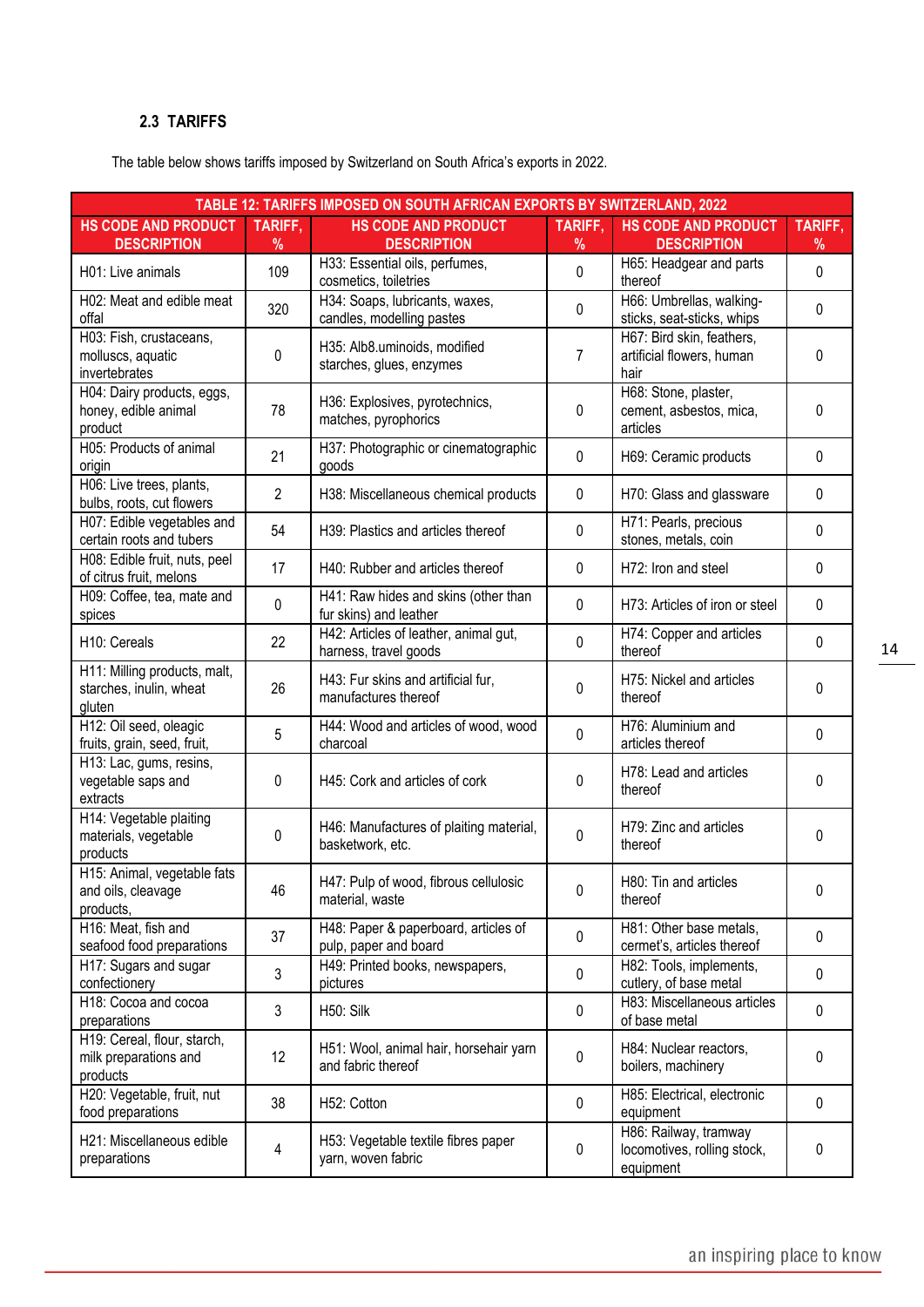### 2.3 TARIFFS

The table below shows tariffs imposed by Switzerland on South Africa's exports in 2022.

| TABLE 12: TARIFFS IMPOSED ON SOUTH AFRICAN EXPORTS BY SWITZERLAND, 2022 | | | | | |
|---|---|---|---|---|---|
| HS CODE AND PRODUCT DESCRIPTION | TARIFF, % | HS CODE AND PRODUCT DESCRIPTION | TARIFF, % | HS CODE AND PRODUCT DESCRIPTION | TARIFF, % |
| H01: Live animals | 109 | H33: Essential oils, perfumes, cosmetics, toiletries | 0 | H65: Headgear and parts thereof | 0 |
| H02: Meat and edible meat offal | 320 | H34: Soaps, lubricants, waxes, candles, modelling pastes | 0 | H66: Umbrellas, walking-sticks, seat-sticks, whips | 0 |
| H03: Fish, crustaceans, molluscs, aquatic invertebrates | 0 | H35: Alb8.uminoids, modified starches, glues, enzymes | 7 | H67: Bird skin, feathers, artificial flowers, human hair | 0 |
| H04: Dairy products, eggs, honey, edible animal product | 78 | H36: Explosives, pyrotechnics, matches, pyrophorics | 0 | H68: Stone, plaster, cement, asbestos, mica, articles | 0 |
| H05: Products of animal origin | 21 | H37: Photographic or cinematographic goods | 0 | H69: Ceramic products | 0 |
| H06: Live trees, plants, bulbs, roots, cut flowers | 2 | H38: Miscellaneous chemical products | 0 | H70: Glass and glassware | 0 |
| H07: Edible vegetables and certain roots and tubers | 54 | H39: Plastics and articles thereof | 0 | H71: Pearls, precious stones, metals, coin | 0 |
| H08: Edible fruit, nuts, peel of citrus fruit, melons | 17 | H40: Rubber and articles thereof | 0 | H72: Iron and steel | 0 |
| H09: Coffee, tea, mate and spices | 0 | H41: Raw hides and skins (other than fur skins) and leather | 0 | H73: Articles of iron or steel | 0 |
| H10: Cereals | 22 | H42: Articles of leather, animal gut, harness, travel goods | 0 | H74: Copper and articles thereof | 0 |
| H11: Milling products, malt, starches, inulin, wheat gluten | 26 | H43: Fur skins and artificial fur, manufactures thereof | 0 | H75: Nickel and articles thereof | 0 |
| H12: Oil seed, oleagic fruits, grain, seed, fruit, | 5 | H44: Wood and articles of wood, wood charcoal | 0 | H76: Aluminium and articles thereof | 0 |
| H13: Lac, gums, resins, vegetable saps and extracts | 0 | H45: Cork and articles of cork | 0 | H78: Lead and articles thereof | 0 |
| H14: Vegetable plaiting materials, vegetable products | 0 | H46: Manufactures of plaiting material, basketwork, etc. | 0 | H79: Zinc and articles thereof | 0 |
| H15: Animal, vegetable fats and oils, cleavage products, | 46 | H47: Pulp of wood, fibrous cellulosic material, waste | 0 | H80: Tin and articles thereof | 0 |
| H16: Meat, fish and seafood food preparations | 37 | H48: Paper & paperboard, articles of pulp, paper and board | 0 | H81: Other base metals, cermet's, articles thereof | 0 |
| H17: Sugars and sugar confectionery | 3 | H49: Printed books, newspapers, pictures | 0 | H82: Tools, implements, cutlery, of base metal | 0 |
| H18: Cocoa and cocoa preparations | 3 | H50: Silk | 0 | H83: Miscellaneous articles of base metal | 0 |
| H19: Cereal, flour, starch, milk preparations and products | 12 | H51: Wool, animal hair, horsehair yarn and fabric thereof | 0 | H84: Nuclear reactors, boilers, machinery | 0 |
| H20: Vegetable, fruit, nut food preparations | 38 | H52: Cotton | 0 | H85: Electrical, electronic equipment | 0 |
| H21: Miscellaneous edible preparations | 4 | H53: Vegetable textile fibres paper yarn, woven fabric | 0 | H86: Railway, tramway locomotives, rolling stock, equipment | 0 |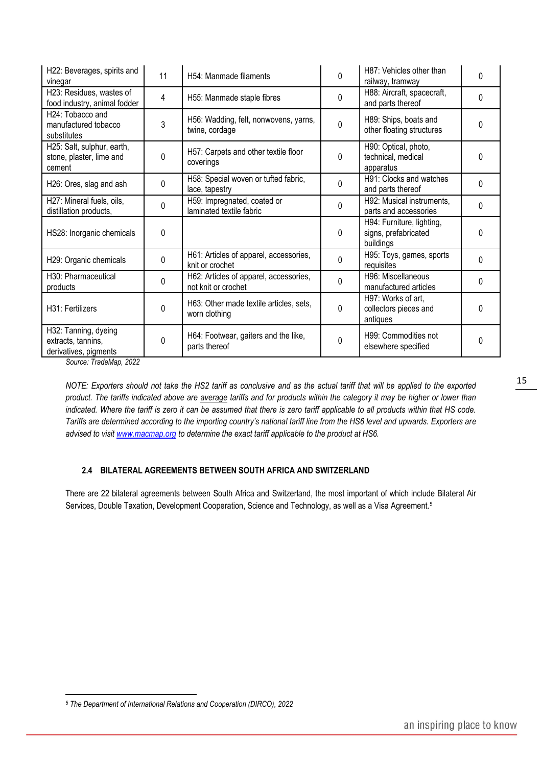| H22: Beverages, spirits and vinegar | 11 | H54: Manmade filaments | 0 | H87: Vehicles other than railway, tramway | 0 |
|---|---|---|---|---|---|
| H23: Residues, wastes of food industry, animal fodder | 4 | H55: Manmade staple fibres | 0 | H88: Aircraft, spacecraft, and parts thereof | 0 |
| H24: Tobacco and manufactured tobacco substitutes | 3 | H56: Wadding, felt, nonwovens, yarns, twine, cordage | 0 | H89: Ships, boats and other floating structures | 0 |
| H25: Salt, sulphur, earth, stone, plaster, lime and cement | 0 | H57: Carpets and other textile floor coverings | 0 | H90: Optical, photo, technical, medical apparatus | 0 |
| H26: Ores, slag and ash | 0 | H58: Special woven or tufted fabric, lace, tapestry | 0 | H91: Clocks and watches and parts thereof | 0 |
| H27: Mineral fuels, oils, distillation products, | 0 | H59: Impregnated, coated or laminated textile fabric | 0 | H92: Musical instruments, parts and accessories | 0 |
| HS28: Inorganic chemicals | 0 | | 0 | H94: Furniture, lighting, signs, prefabricated buildings | 0 |
| H29: Organic chemicals | 0 | H61: Articles of apparel, accessories, knit or crochet | 0 | H95: Toys, games, sports requisites | 0 |
| H30: Pharmaceutical products | 0 | H62: Articles of apparel, accessories, not knit or crochet | 0 | H96: Miscellaneous manufactured articles | 0 |
| H31: Fertilizers | 0 | H63: Other made textile articles, sets, worn clothing | 0 | H97: Works of art, collectors pieces and antiques | 0 |
| H32: Tanning, dyeing extracts, tannins, derivatives, pigments | 0 | H64: Footwear, gaiters and the like, parts thereof | 0 | H99: Commodities not elsewhere specified | 0 |

*Source: TradeMap, 2022*

*NOTE: Exporters should not take the HS2 tariff as conclusive and as the actual tariff that will be applied to the exported product. The tariffs indicated above are average tariffs and for products within the category it may be higher or lower than indicated. Where the tariff is zero it can be assumed that there is zero tariff applicable to all products within that HS code. Tariffs are determined according to the importing country's national tariff line from the HS6 level and upwards. Exporters are advised to visit www.macmap.org to determine the exact tariff applicable to the product at HS6.*

### 2.4 BILATERAL AGREEMENTS BETWEEN SOUTH AFRICA AND SWITZERLAND

There are 22 bilateral agreements between South Africa and Switzerland, the most important of which include Bilateral Air Services, Double Taxation, Development Cooperation, Science and Technology, as well as a Visa Agreement.[5]

[5] *The Department of International Relations and Cooperation (DIRCO), 2022*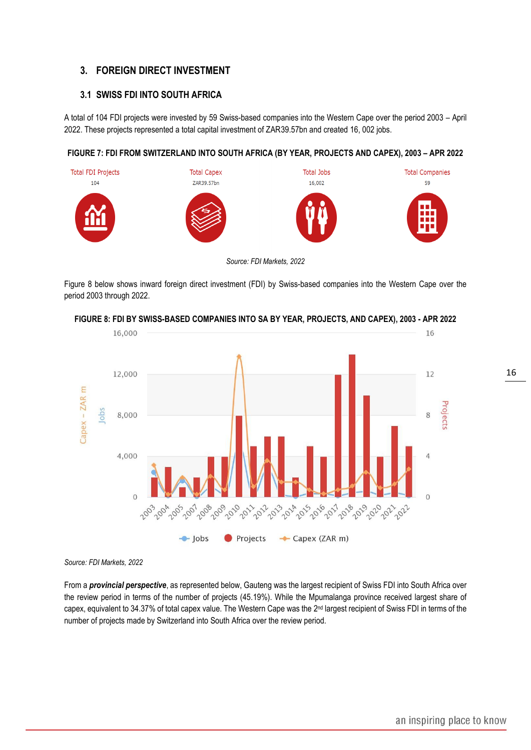## 3. FOREIGN DIRECT INVESTMENT

### 3.1 SWISS FDI INTO SOUTH AFRICA

A total of 104 FDI projects were invested by 59 Swiss-based companies into the Western Cape over the period 2003 – April 2022. These projects represented a total capital investment of ZAR39.57bn and created 16, 002 jobs.

**FIGURE 7: FDI FROM SWITZERLAND INTO SOUTH AFRICA (BY YEAR, PROJECTS AND CAPEX), 2003 – APR 2022**

| Total FDI Projects | Total Capex | Total Jobs | Total Companies |
|---|---|---|---|
| 104 | ZAR39.57bn | 16,002 | 59 |

*Source: FDI Markets, 2022*

Figure 8 below shows inward foreign direct investment (FDI) by Swiss-based companies into the Western Cape over the period 2003 through 2022.

**FIGURE 8: FDI BY SWISS-BASED COMPANIES INTO SA BY YEAR, PROJECTS, AND CAPEX), 2003 - APR 2022**

*Source: FDI Markets, 2022*

From a ***provincial perspective***, as represented below, Gauteng was the largest recipient of Swiss FDI into South Africa over the review period in terms of the number of projects (45.19%). While the Mpumalanga province received largest share of capex, equivalent to 34.37% of total capex value. The Western Cape was the 2[nd] largest recipient of Swiss FDI in terms of the number of projects made by Switzerland into South Africa over the review period.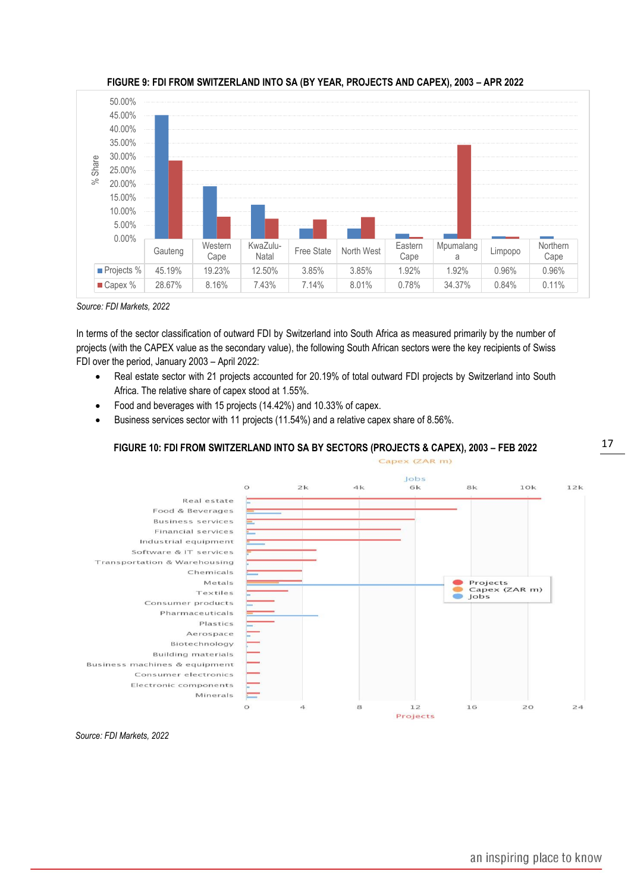**FIGURE 9: FDI FROM SWITZERLAND INTO SA (BY YEAR, PROJECTS AND CAPEX), 2003 – APR 2022**

| | Gauteng | Western Cape | KwaZulu-Natal | Free State | North West | Eastern Cape | Mpumalanga | Limpopo | Northern Cape |
|---|---|---|---|---|---|---|---|---|---|
| Projects % | 45.19% | 19.23% | 12.50% | 3.85% | 3.85% | 1.92% | 1.92% | 0.96% | 0.96% |
| Capex % | 28.67% | 8.16% | 7.43% | 7.14% | 8.01% | 0.78% | 34.37% | 0.84% | 0.11% |

*Source: FDI Markets, 2022*

In terms of the sector classification of outward FDI by Switzerland into South Africa as measured primarily by the number of projects (with the CAPEX value as the secondary value), the following South African sectors were the key recipients of Swiss FDI over the period, January 2003 – April 2022:

- Real estate sector with 21 projects accounted for 20.19% of total outward FDI projects by Switzerland into South Africa. The relative share of capex stood at 1.55%.
- Food and beverages with 15 projects (14.42%) and 10.33% of capex.
- Business services sector with 11 projects (11.54%) and a relative capex share of 8.56%.

**FIGURE 10: FDI FROM SWITZERLAND INTO SA BY SECTORS (PROJECTS & CAPEX), 2003 – FEB 2022**

*Source: FDI Markets, 2022*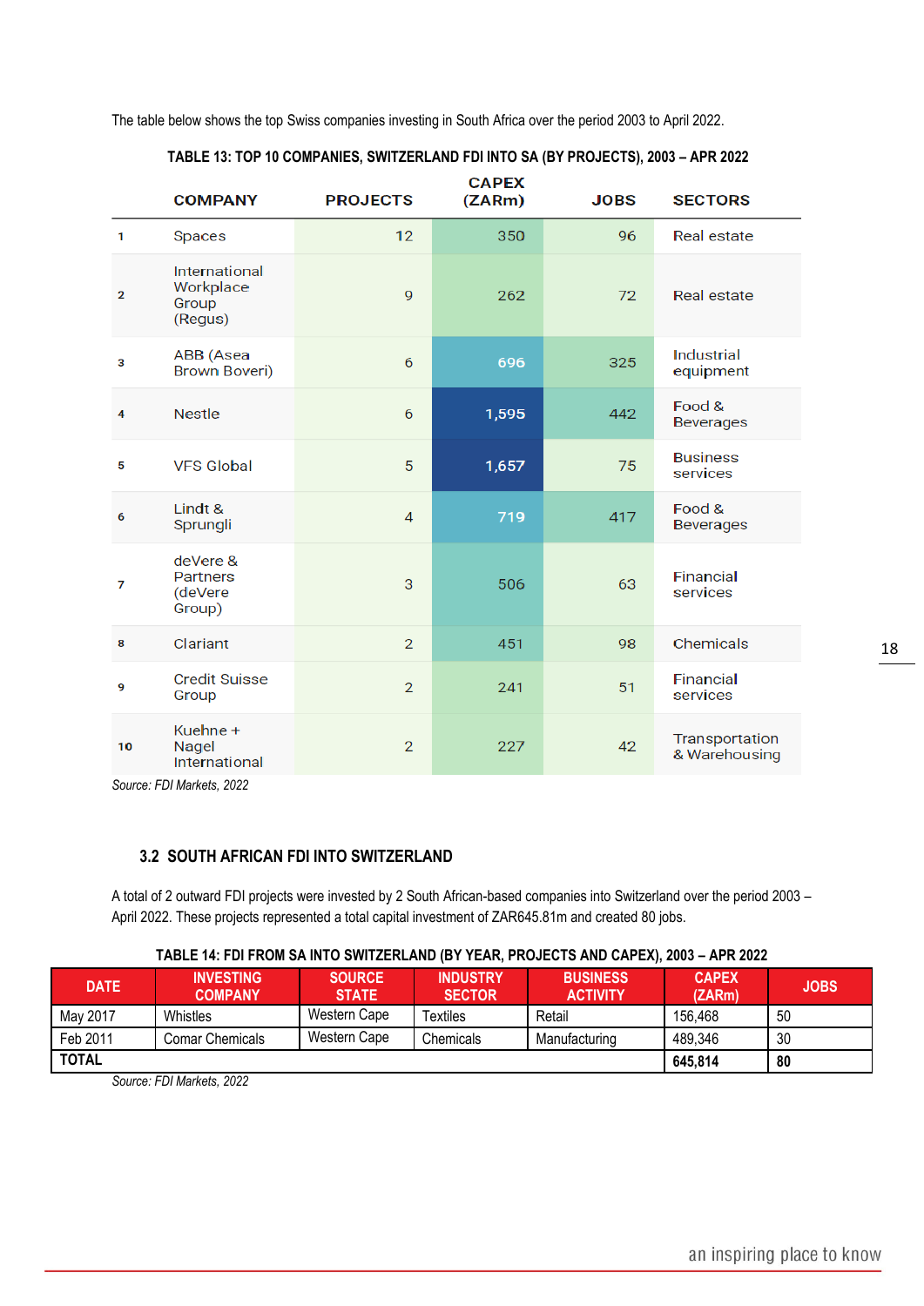The table below shows the top Swiss companies investing in South Africa over the period 2003 to April 2022.

**TABLE 13: TOP 10 COMPANIES, SWITZERLAND FDI INTO SA (BY PROJECTS), 2003 – APR 2022**

| | COMPANY | PROJECTS | CAPEX (ZARm) | JOBS | SECTORS |
|---|---|---|---|---|---|
| 1 | Spaces | 12 | 350 | 96 | Real estate |
| 2 | International Workplace Group (Regus) | 9 | 262 | 72 | Real estate |
| 3 | ABB (Asea Brown Boveri) | 6 | 696 | 325 | Industrial equipment |
| 4 | Nestle | 6 | 1,595 | 442 | Food & Beverages |
| 5 | VFS Global | 5 | 1,657 | 75 | Business services |
| 6 | Lindt & Sprungli | 4 | 719 | 417 | Food & Beverages |
| 7 | deVere & Partners (deVere Group) | 3 | 506 | 63 | Financial services |
| 8 | Clariant | 2 | 451 | 98 | Chemicals |
| 9 | Credit Suisse Group | 2 | 241 | 51 | Financial services |
| 10 | Kuehne + Nagel International | 2 | 227 | 42 | Transportation & Warehousing |

*Source: FDI Markets, 2022*

### 3.2 SOUTH AFRICAN FDI INTO SWITZERLAND

A total of 2 outward FDI projects were invested by 2 South African-based companies into Switzerland over the period 2003 – April 2022. These projects represented a total capital investment of ZAR645.81m and created 80 jobs.

**TABLE 14: FDI FROM SA INTO SWITZERLAND (BY YEAR, PROJECTS AND CAPEX), 2003 – APR 2022**

| DATE | INVESTING COMPANY | SOURCE STATE | INDUSTRY SECTOR | BUSINESS ACTIVITY | CAPEX (ZARm) | JOBS |
|---|---|---|---|---|---|---|
| May 2017 | Whistles | Western Cape | Textiles | Retail | 156,468 | 50 |
| Feb 2011 | Comar Chemicals | Western Cape | Chemicals | Manufacturing | 489,346 | 30 |
| **TOTAL** | | | | | **645,814** | **80** |

*Source: FDI Markets, 2022*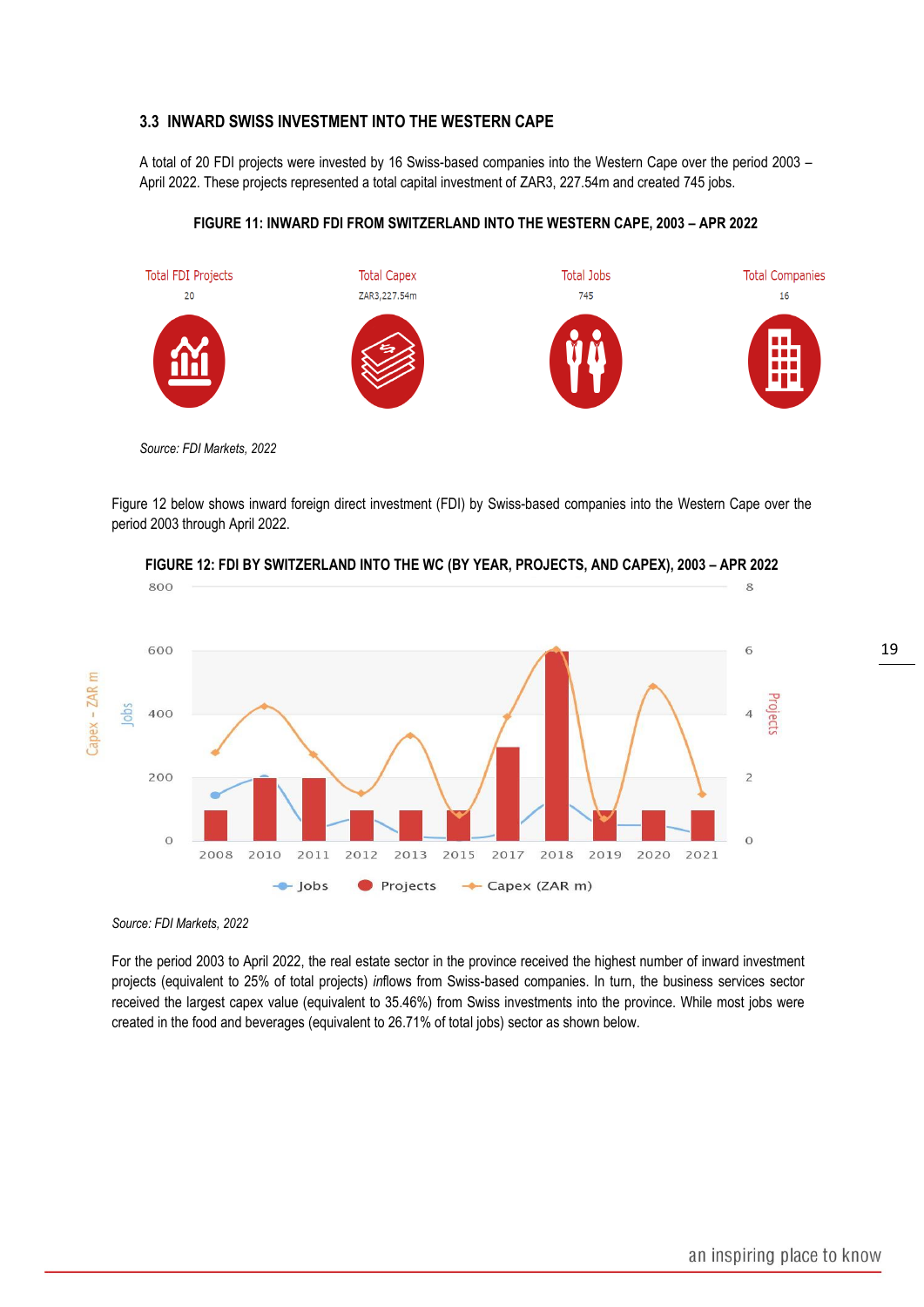### 3.3 INWARD SWISS INVESTMENT INTO THE WESTERN CAPE

A total of 20 FDI projects were invested by 16 Swiss-based companies into the Western Cape over the period 2003 – April 2022. These projects represented a total capital investment of ZAR3, 227.54m and created 745 jobs.

**FIGURE 11: INWARD FDI FROM SWITZERLAND INTO THE WESTERN CAPE, 2003 – APR 2022**

| Total FDI Projects | Total Capex | Total Jobs | Total Companies |
|---|---|---|---|
| 20 | ZAR3,227.54m | 745 | 16 |

*Source: FDI Markets, 2022*

Figure 12 below shows inward foreign direct investment (FDI) by Swiss-based companies into the Western Cape over the period 2003 through April 2022.

**FIGURE 12: FDI BY SWITZERLAND INTO THE WC (BY YEAR, PROJECTS, AND CAPEX), 2003 – APR 2022**

*Source: FDI Markets, 2022*

For the period 2003 to April 2022, the real estate sector in the province received the highest number of inward investment projects (equivalent to 25% of total projects) *in*flows from Swiss-based companies. In turn, the business services sector received the largest capex value (equivalent to 35.46%) from Swiss investments into the province. While most jobs were created in the food and beverages (equivalent to 26.71% of total jobs) sector as shown below.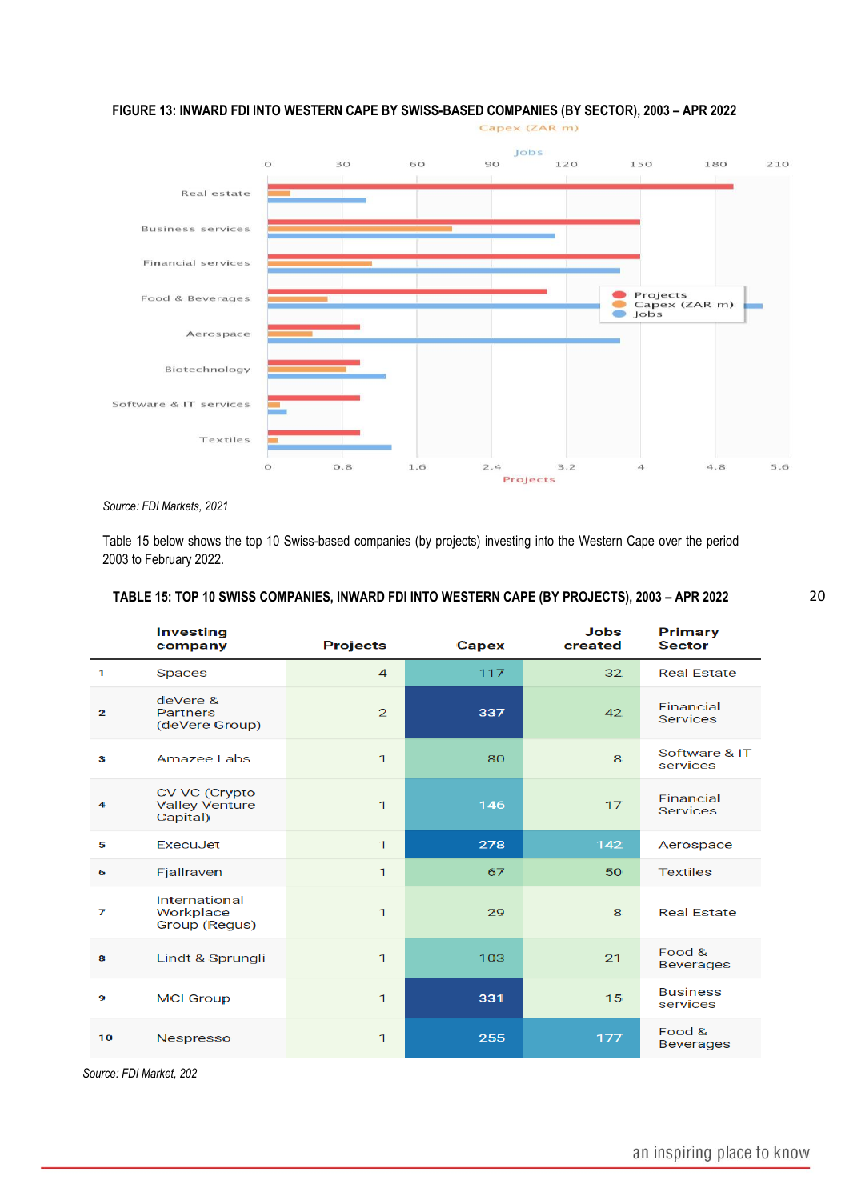**FIGURE 13: INWARD FDI INTO WESTERN CAPE BY SWISS-BASED COMPANIES (BY SECTOR), 2003 – APR 2022**

*Source: FDI Markets, 2021*

Table 15 below shows the top 10 Swiss-based companies (by projects) investing into the Western Cape over the period 2003 to February 2022.

**TABLE 15: TOP 10 SWISS COMPANIES, INWARD FDI INTO WESTERN CAPE (BY PROJECTS), 2003 – APR 2022**

| | Investing company | Projects | Capex | Jobs created | Primary Sector |
|---|---|---|---|---|---|
| 1 | Spaces | 4 | 117 | 32 | Real Estate |
| 2 | deVere & Partners (deVere Group) | 2 | 337 | 42 | Financial Services |
| 3 | Amazee Labs | 1 | 80 | 8 | Software & IT services |
| 4 | CV VC (Crypto Valley Venture Capital) | 1 | 146 | 17 | Financial Services |
| 5 | ExecuJet | 1 | 278 | 142 | Aerospace |
| 6 | Fjallraven | 1 | 67 | 50 | Textiles |
| 7 | International Workplace Group (Regus) | 1 | 29 | 8 | Real Estate |
| 8 | Lindt & Sprungli | 1 | 103 | 21 | Food & Beverages |
| 9 | MCI Group | 1 | 331 | 15 | Business services |
| 10 | Nespresso | 1 | 255 | 177 | Food & Beverages |

*Source: FDI Market, 202*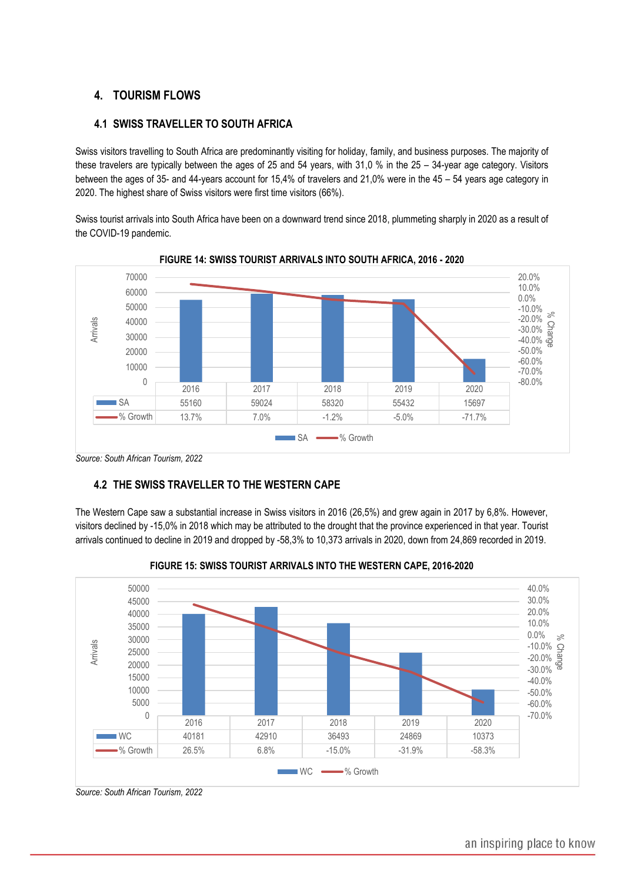## 4. TOURISM FLOWS

### 4.1 SWISS TRAVELLER TO SOUTH AFRICA

Swiss visitors travelling to South Africa are predominantly visiting for holiday, family, and business purposes. The majority of these travelers are typically between the ages of 25 and 54 years, with 31,0 % in the 25 – 34-year age category. Visitors between the ages of 35- and 44-years account for 15,4% of travelers and 21,0% were in the 45 – 54 years age category in 2020. The highest share of Swiss visitors were first time visitors (66%).

Swiss tourist arrivals into South Africa have been on a downward trend since 2018, plummeting sharply in 2020 as a result of the COVID-19 pandemic.

**FIGURE 14: SWISS TOURIST ARRIVALS INTO SOUTH AFRICA, 2016 - 2020**

| | 2016 | 2017 | 2018 | 2019 | 2020 |
|---|---|---|---|---|---|
| SA | 55160 | 59024 | 58320 | 55432 | 15697 |
| % Growth | 13.7% | 7.0% | -1.2% | -5.0% | -71.7% |

*Source: South African Tourism, 2022*

### 4.2 THE SWISS TRAVELLER TO THE WESTERN CAPE

The Western Cape saw a substantial increase in Swiss visitors in 2016 (26,5%) and grew again in 2017 by 6,8%. However, visitors declined by -15,0% in 2018 which may be attributed to the drought that the province experienced in that year. Tourist arrivals continued to decline in 2019 and dropped by -58,3% to 10,373 arrivals in 2020, down from 24,869 recorded in 2019.

**FIGURE 15: SWISS TOURIST ARRIVALS INTO THE WESTERN CAPE, 2016-2020**

| | 2016 | 2017 | 2018 | 2019 | 2020 |
|---|---|---|---|---|---|
| WC | 40181 | 42910 | 36493 | 24869 | 10373 |
| % Growth | 26.5% | 6.8% | -15.0% | -31.9% | -58.3% |

*Source: South African Tourism, 2022*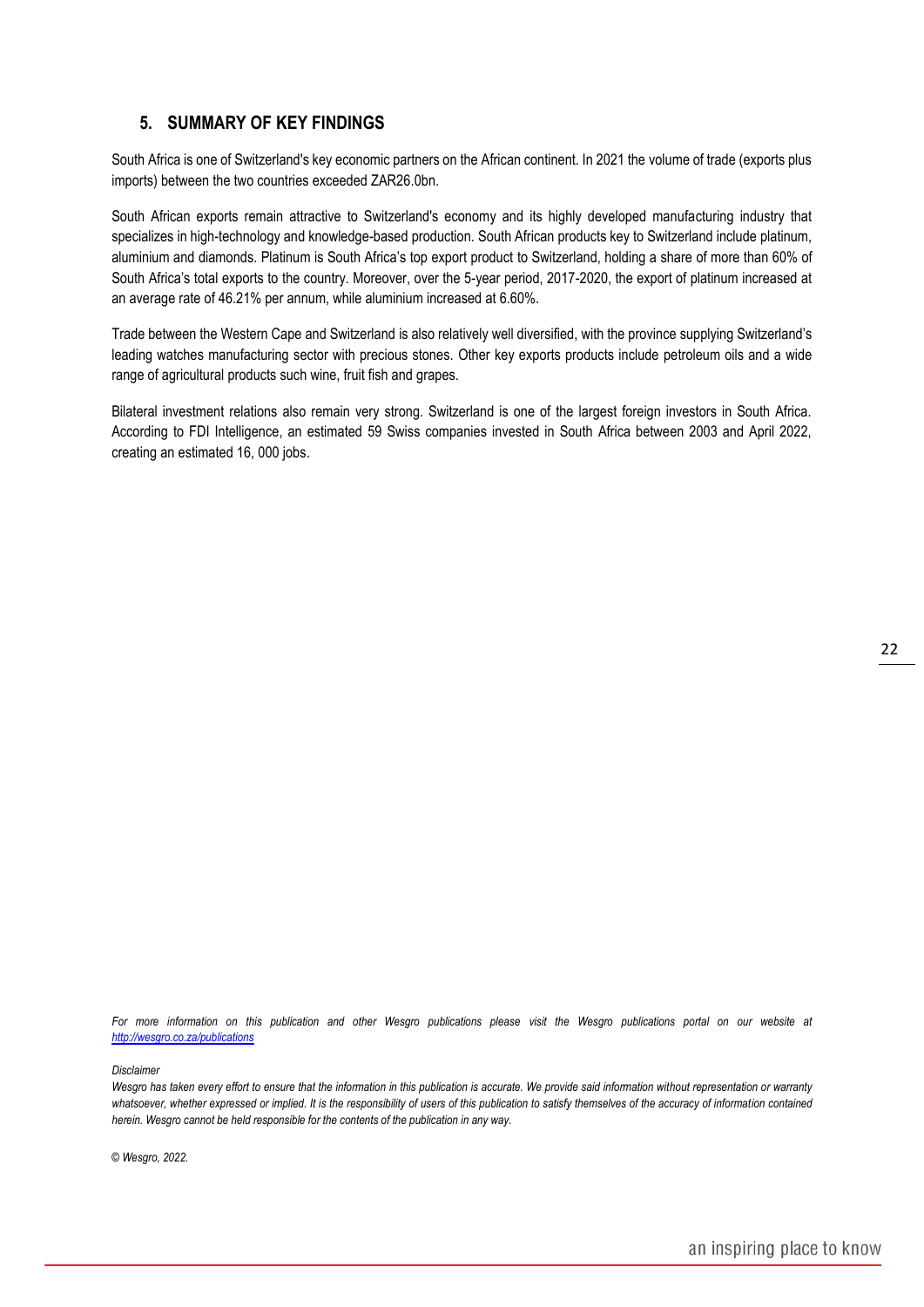## 5. SUMMARY OF KEY FINDINGS

South Africa is one of Switzerland's key economic partners on the African continent. In 2021 the volume of trade (exports plus imports) between the two countries exceeded ZAR26.0bn.

South African exports remain attractive to Switzerland's economy and its highly developed manufacturing industry that specializes in high-technology and knowledge-based production. South African products key to Switzerland include platinum, aluminium and diamonds. Platinum is South Africa's top export product to Switzerland, holding a share of more than 60% of South Africa's total exports to the country. Moreover, over the 5-year period, 2017-2020, the export of platinum increased at an average rate of 46.21% per annum, while aluminium increased at 6.60%.

Trade between the Western Cape and Switzerland is also relatively well diversified, with the province supplying Switzerland's leading watches manufacturing sector with precious stones. Other key exports products include petroleum oils and a wide range of agricultural products such wine, fruit fish and grapes.

Bilateral investment relations also remain very strong. Switzerland is one of the largest foreign investors in South Africa. According to FDI Intelligence, an estimated 59 Swiss companies invested in South Africa between 2003 and April 2022, creating an estimated 16, 000 jobs.

*For more information on this publication and other Wesgro publications please visit the Wesgro publications portal on our website at [http://wesgro.co.za/publications](http://wesgro.co.za/publications)*

*Disclaimer*

*Wesgro has taken every effort to ensure that the information in this publication is accurate. We provide said information without representation or warranty whatsoever, whether expressed or implied. It is the responsibility of users of this publication to satisfy themselves of the accuracy of information contained herein. Wesgro cannot be held responsible for the contents of the publication in any way.*

*© Wesgro, 2022.*

an inspiring place to know